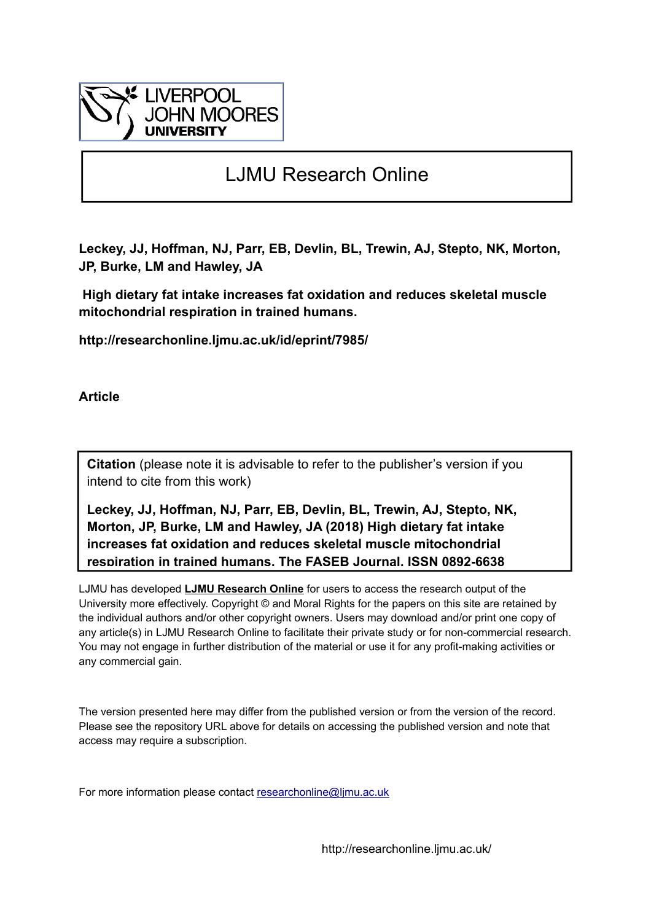# LJMU Research Online

**Leckey, JJ, Hoffman, NJ, Parr, EB, Devlin, BL, Trewin, AJ, Stepto, NK, Morton, JP, Burke, LM and Hawley, JA**

**High dietary fat intake increases fat oxidation and reduces skeletal muscle mitochondrial respiration in trained humans.**

**http://researchonline.ljmu.ac.uk/id/eprint/7985/**

**Article**

**Citation** (please note it is advisable to refer to the publisher's version if you intend to cite from this work)

**Leckey, JJ, Hoffman, NJ, Parr, EB, Devlin, BL, Trewin, AJ, Stepto, NK, Morton, JP, Burke, LM and Hawley, JA (2018) High dietary fat intake increases fat oxidation and reduces skeletal muscle mitochondrial respiration in trained humans. The FASEB Journal. ISSN 0892-6638**

LJMU has developed **LJMU Research Online** for users to access the research output of the University more effectively. Copyright © and Moral Rights for the papers on this site are retained by the individual authors and/or other copyright owners. Users may download and/or print one copy of any article(s) in LJMU Research Online to facilitate their private study or for non-commercial research. You may not engage in further distribution of the material or use it for any profit-making activities or any commercial gain.

The version presented here may differ from the published version or from the version of the record. Please see the repository URL above for details on accessing the published version and note that access may require a subscription.

For more information please contact researchonline@ljmu.ac.uk

http://researchonline.ljmu.ac.uk/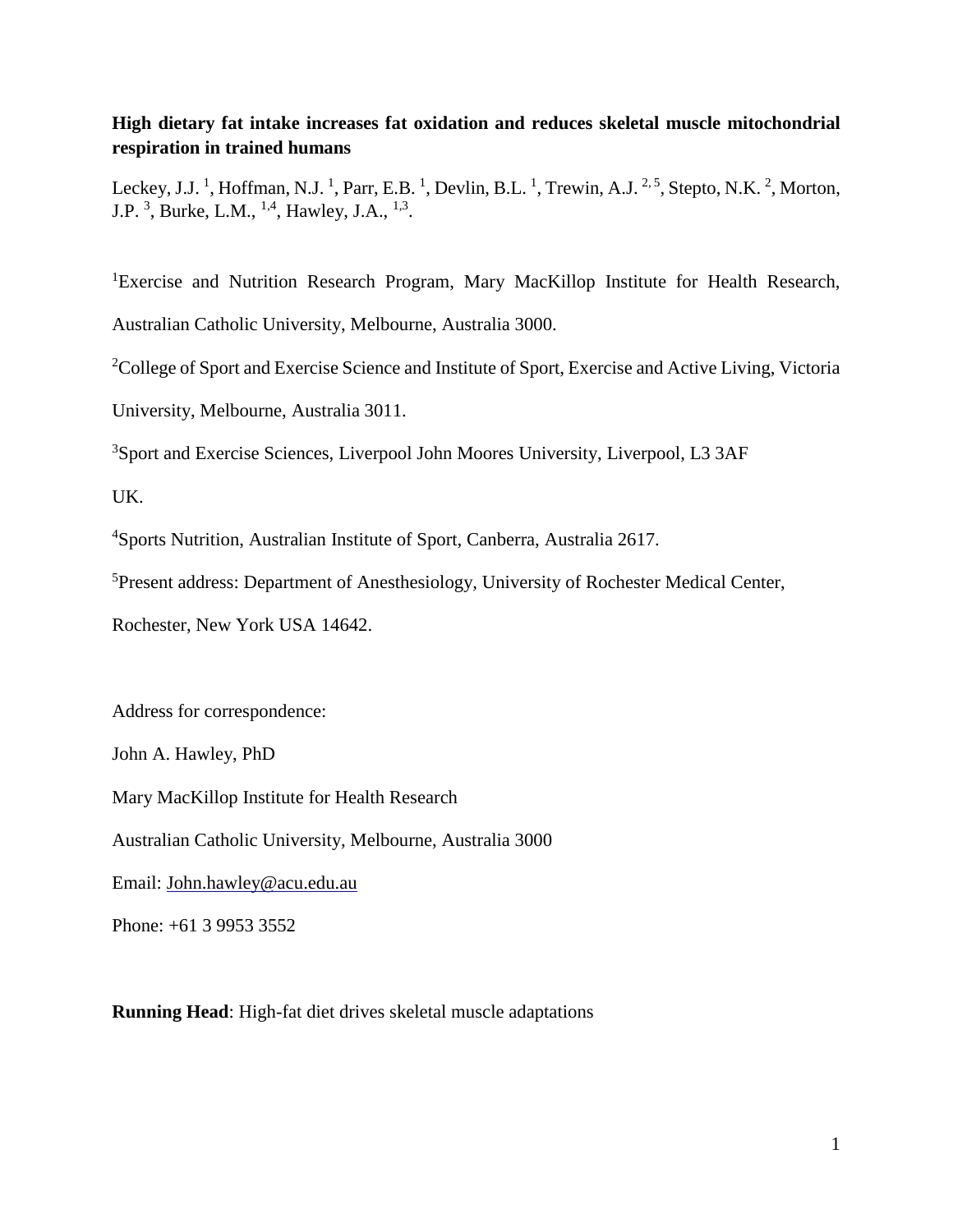**High dietary fat intake increases fat oxidation and reduces skeletal muscle mitochondrial respiration in trained humans**

Leckey, J.J. [1], Hoffman, N.J. [1], Parr, E.B. [1], Devlin, B.L. [1], Trewin, A.J. [2,5], Stepto, N.K. [2], Morton, J.P. [3], Burke, L.M., [1,4], Hawley, J.A., [1,3].

[1]Exercise and Nutrition Research Program, Mary MacKillop Institute for Health Research, Australian Catholic University, Melbourne, Australia 3000.

[2]College of Sport and Exercise Science and Institute of Sport, Exercise and Active Living, Victoria University, Melbourne, Australia 3011.

[3]Sport and Exercise Sciences, Liverpool John Moores University, Liverpool, L3 3AF UK.

[4]Sports Nutrition, Australian Institute of Sport, Canberra, Australia 2617.

[5]Present address: Department of Anesthesiology, University of Rochester Medical Center, Rochester, New York USA 14642.

Address for correspondence:

John A. Hawley, PhD

Mary MacKillop Institute for Health Research

Australian Catholic University, Melbourne, Australia 3000

Email: John.hawley@acu.edu.au

Phone: +61 3 9953 3552

**Running Head**: High-fat diet drives skeletal muscle adaptations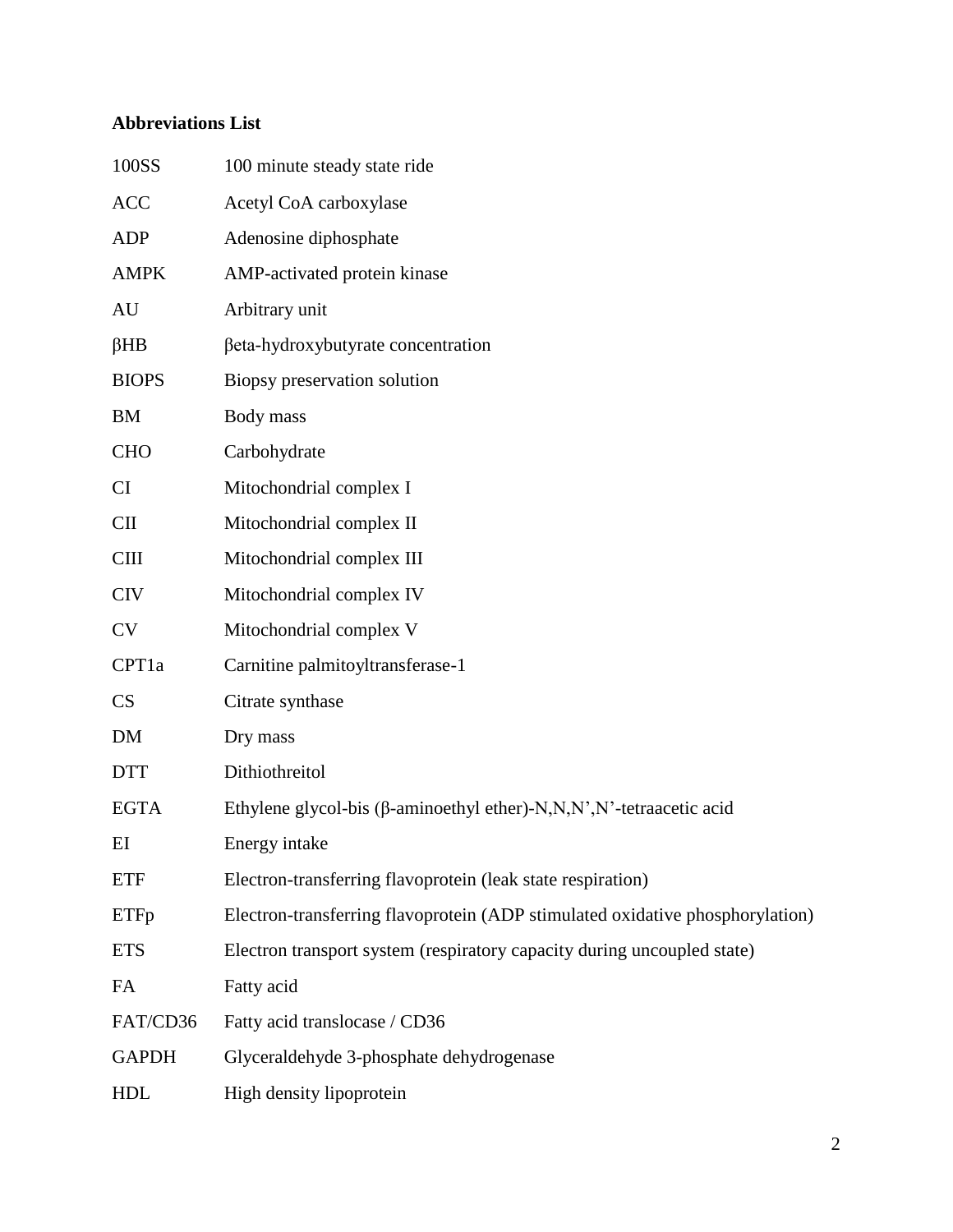**Abbreviations List**

| | |
|---|---|
| 100SS | 100 minute steady state ride |
| ACC | Acetyl CoA carboxylase |
| ADP | Adenosine diphosphate |
| AMPK | AMP-activated protein kinase |
| AU | Arbitrary unit |
| βHB | βeta-hydroxybutyrate concentration |
| BIOPS | Biopsy preservation solution |
| BM | Body mass |
| CHO | Carbohydrate |
| CI | Mitochondrial complex I |
| CII | Mitochondrial complex II |
| CIII | Mitochondrial complex III |
| CIV | Mitochondrial complex IV |
| CV | Mitochondrial complex V |
| CPT1a | Carnitine palmitoyltransferase-1 |
| CS | Citrate synthase |
| DM | Dry mass |
| DTT | Dithiothreitol |
| EGTA | Ethylene glycol-bis (β-aminoethyl ether)-N,N,N',N'-tetraacetic acid |
| EI | Energy intake |
| ETF | Electron-transferring flavoprotein (leak state respiration) |
| ETFp | Electron-transferring flavoprotein (ADP stimulated oxidative phosphorylation) |
| ETS | Electron transport system (respiratory capacity during uncoupled state) |
| FA | Fatty acid |
| FAT/CD36 | Fatty acid translocase / CD36 |
| GAPDH | Glyceraldehyde 3-phosphate dehydrogenase |
| HDL | High density lipoprotein |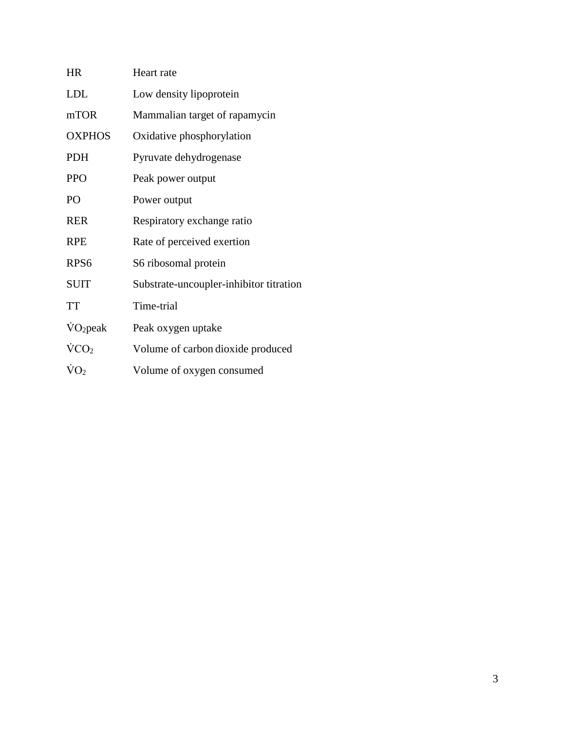| | |
|---|---|
| HR | Heart rate |
| LDL | Low density lipoprotein |
| mTOR | Mammalian target of rapamycin |
| OXPHOS | Oxidative phosphorylation |
| PDH | Pyruvate dehydrogenase |
| PPO | Peak power output |
| PO | Power output |
| RER | Respiratory exchange ratio |
| RPE | Rate of perceived exertion |
| RPS6 | S6 ribosomal protein |
| SUIT | Substrate-uncoupler-inhibitor titration |
| TT | Time-trial |
| $\dot{V}O_2peak$ | Peak oxygen uptake |
| $\dot{V}CO_2$ | Volume of carbon dioxide produced |
| $\dot{V}O_2$ | Volume of oxygen consumed |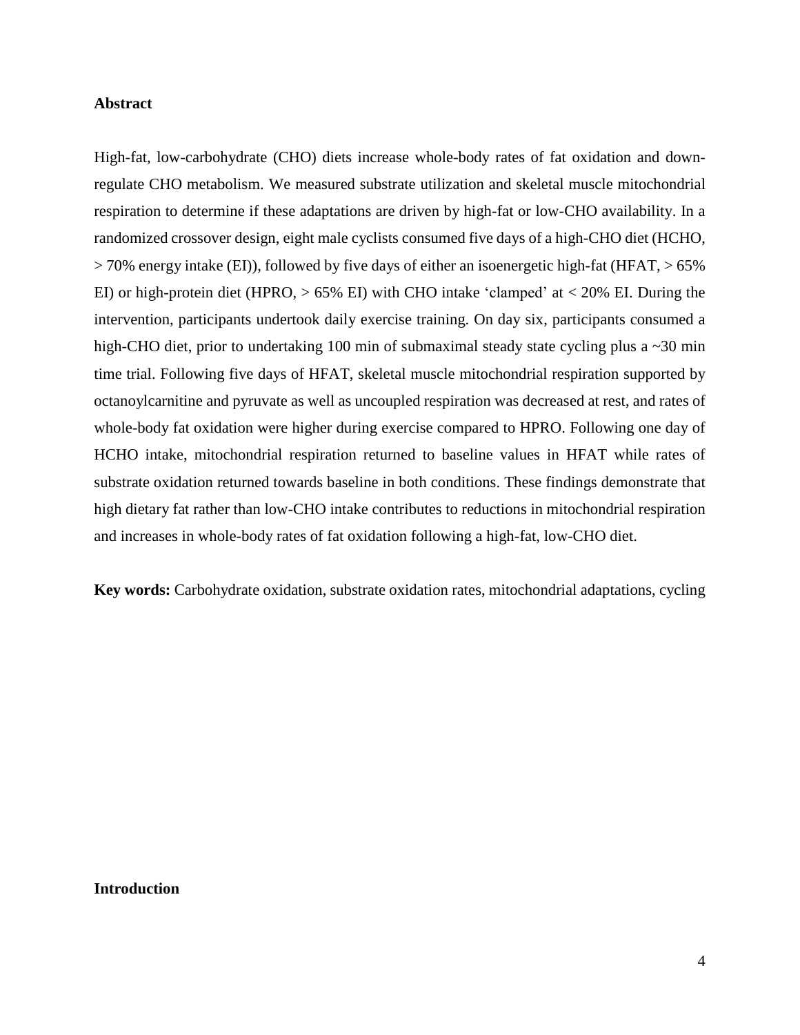## Abstract

High-fat, low-carbohydrate (CHO) diets increase whole-body rates of fat oxidation and down-regulate CHO metabolism. We measured substrate utilization and skeletal muscle mitochondrial respiration to determine if these adaptations are driven by high-fat or low-CHO availability. In a randomized crossover design, eight male cyclists consumed five days of a high-CHO diet (HCHO, > 70% energy intake (EI)), followed by five days of either an isoenergetic high-fat (HFAT, > 65% EI) or high-protein diet (HPRO, > 65% EI) with CHO intake 'clamped' at < 20% EI. During the intervention, participants undertook daily exercise training. On day six, participants consumed a high-CHO diet, prior to undertaking 100 min of submaximal steady state cycling plus a ~30 min time trial. Following five days of HFAT, skeletal muscle mitochondrial respiration supported by octanoylcarnitine and pyruvate as well as uncoupled respiration was decreased at rest, and rates of whole-body fat oxidation were higher during exercise compared to HPRO. Following one day of HCHO intake, mitochondrial respiration returned to baseline values in HFAT while rates of substrate oxidation returned towards baseline in both conditions. These findings demonstrate that high dietary fat rather than low-CHO intake contributes to reductions in mitochondrial respiration and increases in whole-body rates of fat oxidation following a high-fat, low-CHO diet.

**Key words:** Carbohydrate oxidation, substrate oxidation rates, mitochondrial adaptations, cycling

## Introduction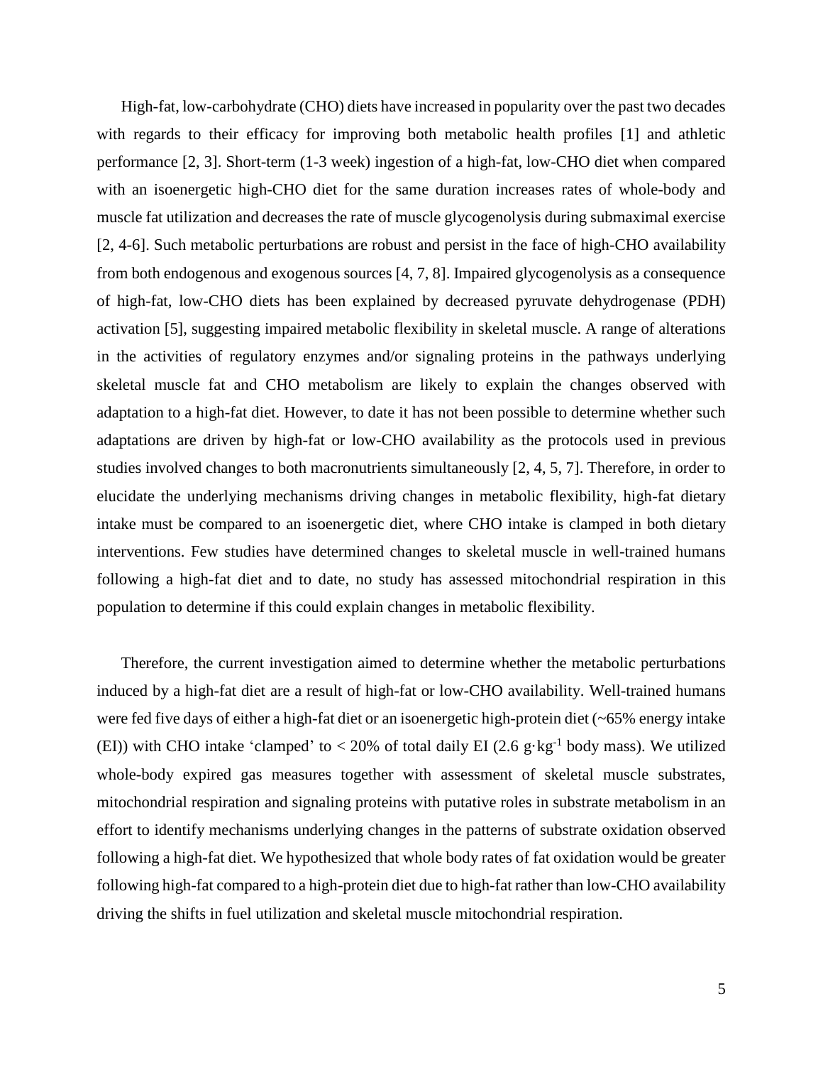High-fat, low-carbohydrate (CHO) diets have increased in popularity over the past two decades with regards to their efficacy for improving both metabolic health profiles [1] and athletic performance [2, 3]. Short-term (1-3 week) ingestion of a high-fat, low-CHO diet when compared with an isoenergetic high-CHO diet for the same duration increases rates of whole-body and muscle fat utilization and decreases the rate of muscle glycogenolysis during submaximal exercise [2, 4-6]. Such metabolic perturbations are robust and persist in the face of high-CHO availability from both endogenous and exogenous sources [4, 7, 8]. Impaired glycogenolysis as a consequence of high-fat, low-CHO diets has been explained by decreased pyruvate dehydrogenase (PDH) activation [5], suggesting impaired metabolic flexibility in skeletal muscle. A range of alterations in the activities of regulatory enzymes and/or signaling proteins in the pathways underlying skeletal muscle fat and CHO metabolism are likely to explain the changes observed with adaptation to a high-fat diet. However, to date it has not been possible to determine whether such adaptations are driven by high-fat or low-CHO availability as the protocols used in previous studies involved changes to both macronutrients simultaneously [2, 4, 5, 7]. Therefore, in order to elucidate the underlying mechanisms driving changes in metabolic flexibility, high-fat dietary intake must be compared to an isoenergetic diet, where CHO intake is clamped in both dietary interventions. Few studies have determined changes to skeletal muscle in well-trained humans following a high-fat diet and to date, no study has assessed mitochondrial respiration in this population to determine if this could explain changes in metabolic flexibility.

Therefore, the current investigation aimed to determine whether the metabolic perturbations induced by a high-fat diet are a result of high-fat or low-CHO availability. Well-trained humans were fed five days of either a high-fat diet or an isoenergetic high-protein diet (~65% energy intake (EI)) with CHO intake 'clamped' to < 20% of total daily EI (2.6 $g \cdot kg^{-1}$ body mass). We utilized whole-body expired gas measures together with assessment of skeletal muscle substrates, mitochondrial respiration and signaling proteins with putative roles in substrate metabolism in an effort to identify mechanisms underlying changes in the patterns of substrate oxidation observed following a high-fat diet. We hypothesized that whole body rates of fat oxidation would be greater following high-fat compared to a high-protein diet due to high-fat rather than low-CHO availability driving the shifts in fuel utilization and skeletal muscle mitochondrial respiration.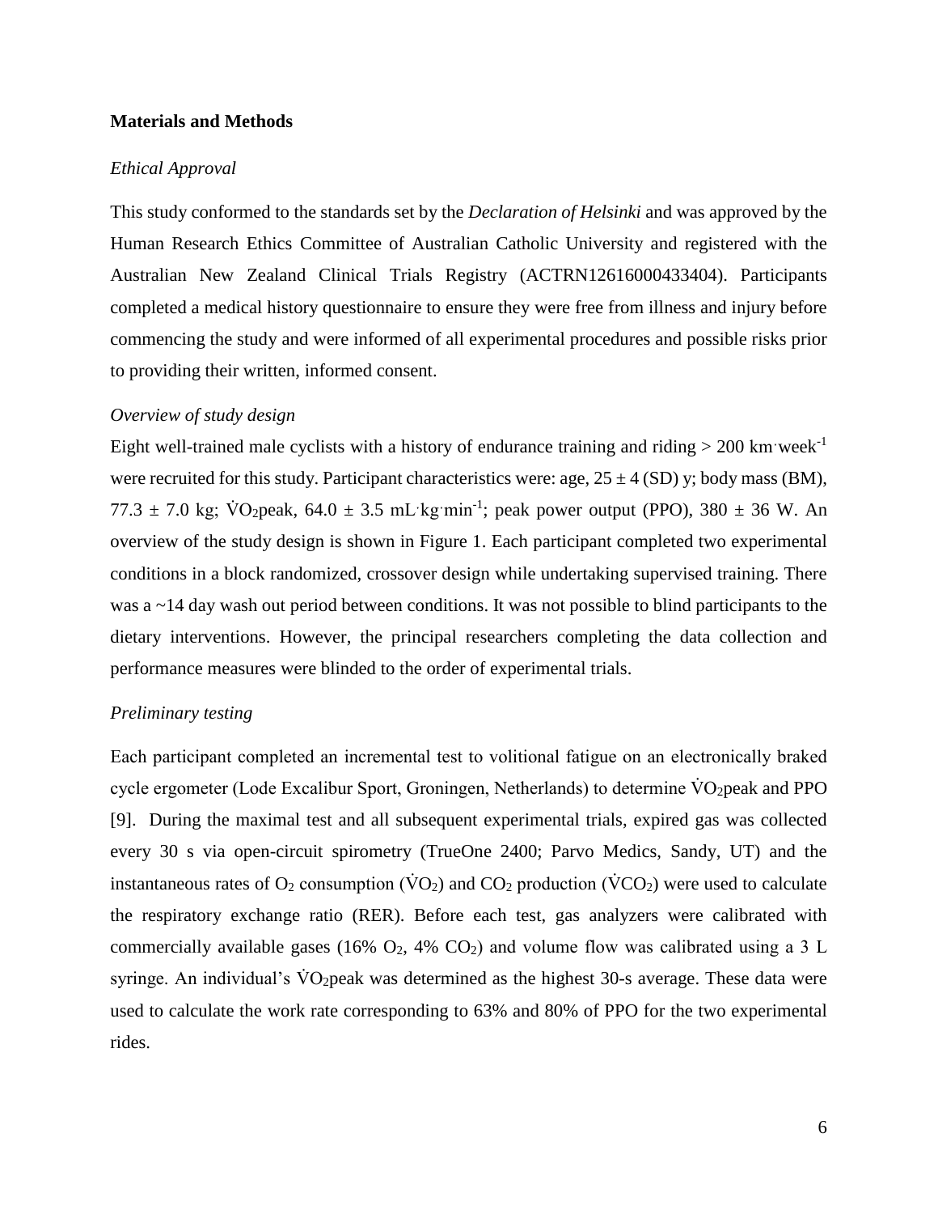## Materials and Methods

### *Ethical Approval*

This study conformed to the standards set by the *Declaration of Helsinki* and was approved by the Human Research Ethics Committee of Australian Catholic University and registered with the Australian New Zealand Clinical Trials Registry (ACTRN12616000433404). Participants completed a medical history questionnaire to ensure they were free from illness and injury before commencing the study and were informed of all experimental procedures and possible risks prior to providing their written, informed consent.

### *Overview of study design*

Eight well-trained male cyclists with a history of endurance training and riding > 200 $km \cdot week^{-1}$ were recruited for this study. Participant characteristics were: age, 25 ± 4 (SD) y; body mass (BM), 77.3 ± 7.0 kg; $\dot{V}O_2$peak, 64.0 ± 3.5 $mL \cdot kg \cdot min^{-1}$; peak power output (PPO), 380 ± 36 W. An overview of the study design is shown in Figure 1. Each participant completed two experimental conditions in a block randomized, crossover design while undertaking supervised training. There was a ~14 day wash out period between conditions. It was not possible to blind participants to the dietary interventions. However, the principal researchers completing the data collection and performance measures were blinded to the order of experimental trials.

### *Preliminary testing*

Each participant completed an incremental test to volitional fatigue on an electronically braked cycle ergometer (Lode Excalibur Sport, Groningen, Netherlands) to determine $\dot{V}O_2$peak and PPO [9]. During the maximal test and all subsequent experimental trials, expired gas was collected every 30 s via open-circuit spirometry (TrueOne 2400; Parvo Medics, Sandy, UT) and the instantaneous rates of $O_2$ consumption ($\dot{V}O_2$) and $CO_2$ production ($\dot{V}CO_2$) were used to calculate the respiratory exchange ratio (RER). Before each test, gas analyzers were calibrated with commercially available gases (16% $O_2$, 4% $CO_2$) and volume flow was calibrated using a 3 L syringe. An individual's $\dot{V}O_2$peak was determined as the highest 30-s average. These data were used to calculate the work rate corresponding to 63% and 80% of PPO for the two experimental rides.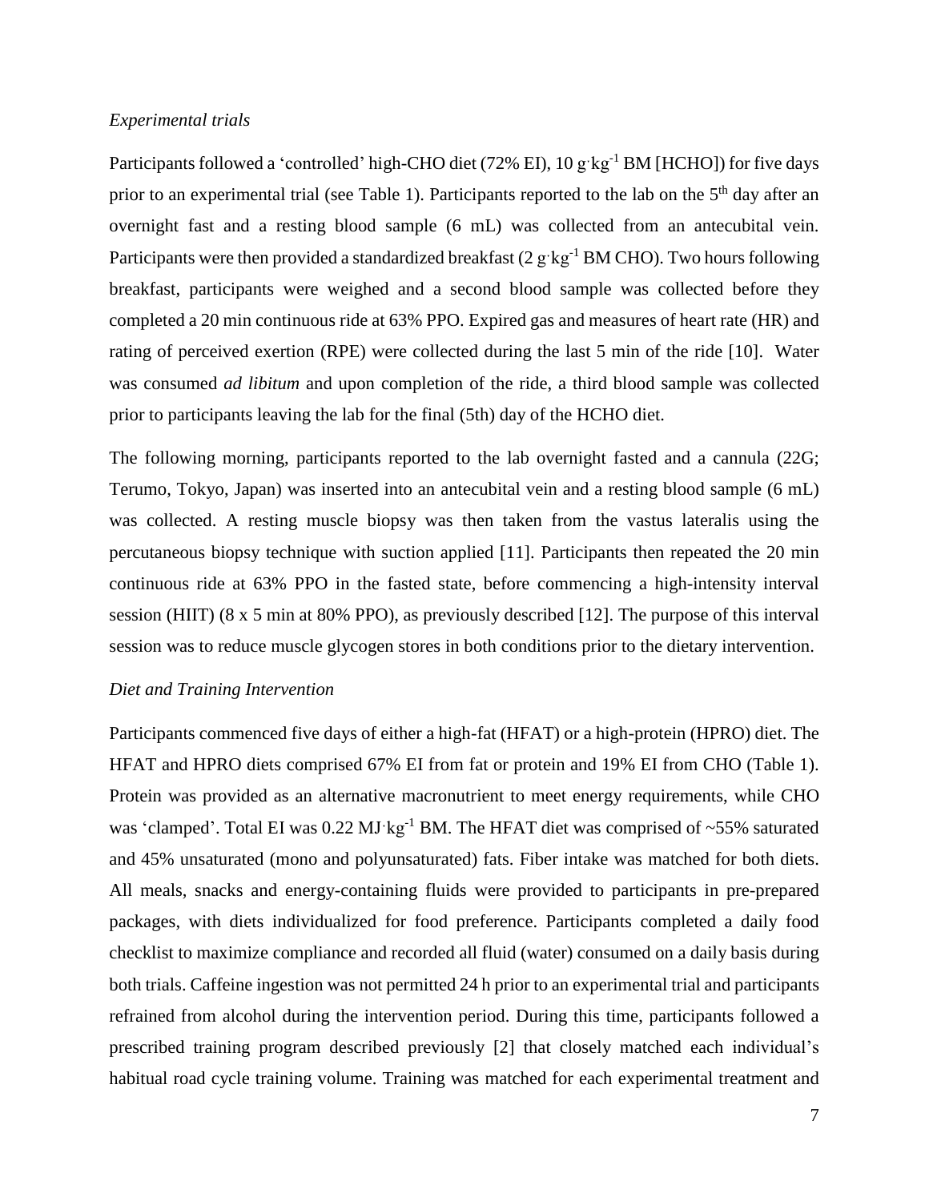*Experimental trials*

Participants followed a 'controlled' high-CHO diet (72% EI), 10 g$\cdot$kg$^{-1}$ BM [HCHO]) for five days prior to an experimental trial (see Table 1). Participants reported to the lab on the 5$^{th}$ day after an overnight fast and a resting blood sample (6 mL) was collected from an antecubital vein. Participants were then provided a standardized breakfast (2 g$\cdot$kg$^{-1}$ BM CHO). Two hours following breakfast, participants were weighed and a second blood sample was collected before they completed a 20 min continuous ride at 63% PPO. Expired gas and measures of heart rate (HR) and rating of perceived exertion (RPE) were collected during the last 5 min of the ride [10]. Water was consumed *ad libitum* and upon completion of the ride, a third blood sample was collected prior to participants leaving the lab for the final (5th) day of the HCHO diet.

The following morning, participants reported to the lab overnight fasted and a cannula (22G; Terumo, Tokyo, Japan) was inserted into an antecubital vein and a resting blood sample (6 mL) was collected. A resting muscle biopsy was then taken from the vastus lateralis using the percutaneous biopsy technique with suction applied [11]. Participants then repeated the 20 min continuous ride at 63% PPO in the fasted state, before commencing a high-intensity interval session (HIIT) (8 x 5 min at 80% PPO), as previously described [12]. The purpose of this interval session was to reduce muscle glycogen stores in both conditions prior to the dietary intervention.

*Diet and Training Intervention*

Participants commenced five days of either a high-fat (HFAT) or a high-protein (HPRO) diet. The HFAT and HPRO diets comprised 67% EI from fat or protein and 19% EI from CHO (Table 1). Protein was provided as an alternative macronutrient to meet energy requirements, while CHO was 'clamped'. Total EI was 0.22 MJ$\cdot$kg$^{-1}$ BM. The HFAT diet was comprised of ~55% saturated and 45% unsaturated (mono and polyunsaturated) fats. Fiber intake was matched for both diets. All meals, snacks and energy-containing fluids were provided to participants in pre-prepared packages, with diets individualized for food preference. Participants completed a daily food checklist to maximize compliance and recorded all fluid (water) consumed on a daily basis during both trials. Caffeine ingestion was not permitted 24 h prior to an experimental trial and participants refrained from alcohol during the intervention period. During this time, participants followed a prescribed training program described previously [2] that closely matched each individual's habitual road cycle training volume. Training was matched for each experimental treatment and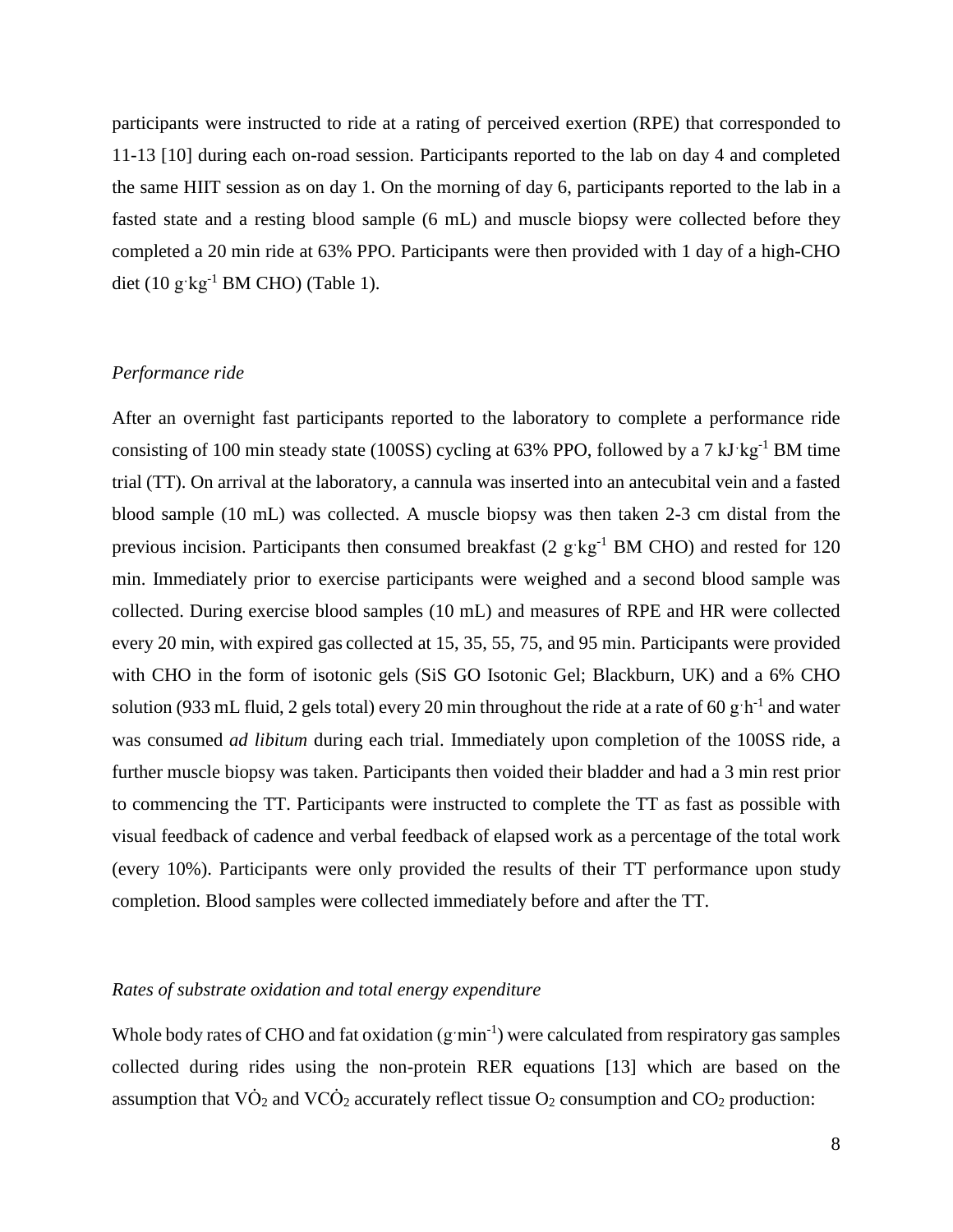participants were instructed to ride at a rating of perceived exertion (RPE) that corresponded to 11-13 [10] during each on-road session. Participants reported to the lab on day 4 and completed the same HIIT session as on day 1. On the morning of day 6, participants reported to the lab in a fasted state and a resting blood sample (6 mL) and muscle biopsy were collected before they completed a 20 min ride at 63% PPO. Participants were then provided with 1 day of a high-CHO diet (10 $g \cdot kg^{-1}$ BM CHO) (Table 1).

*Performance ride*

After an overnight fast participants reported to the laboratory to complete a performance ride consisting of 100 min steady state (100SS) cycling at 63% PPO, followed by a 7 $kJ \cdot kg^{-1}$ BM time trial (TT). On arrival at the laboratory, a cannula was inserted into an antecubital vein and a fasted blood sample (10 mL) was collected. A muscle biopsy was then taken 2-3 cm distal from the previous incision. Participants then consumed breakfast (2 $g \cdot kg^{-1}$ BM CHO) and rested for 120 min. Immediately prior to exercise participants were weighed and a second blood sample was collected. During exercise blood samples (10 mL) and measures of RPE and HR were collected every 20 min, with expired gas collected at 15, 35, 55, 75, and 95 min. Participants were provided with CHO in the form of isotonic gels (SiS GO Isotonic Gel; Blackburn, UK) and a 6% CHO solution (933 mL fluid, 2 gels total) every 20 min throughout the ride at a rate of 60 $g \cdot h^{-1}$ and water was consumed *ad libitum* during each trial. Immediately upon completion of the 100SS ride, a further muscle biopsy was taken. Participants then voided their bladder and had a 3 min rest prior to commencing the TT. Participants were instructed to complete the TT as fast as possible with visual feedback of cadence and verbal feedback of elapsed work as a percentage of the total work (every 10%). Participants were only provided the results of their TT performance upon study completion. Blood samples were collected immediately before and after the TT.

*Rates of substrate oxidation and total energy expenditure*

Whole body rates of CHO and fat oxidation ($g \cdot min^{-1}$) were calculated from respiratory gas samples collected during rides using the non-protein RER equations [13] which are based on the assumption that $\dot{V}O_2$ and $\dot{V}CO_2$ accurately reflect tissue $O_2$ consumption and $CO_2$ production: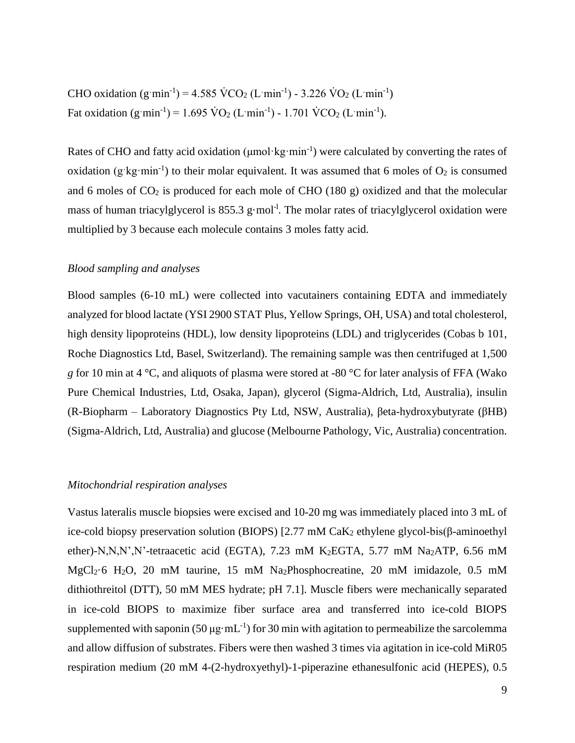CHO oxidation ($g \cdot min^{-1}$) = 4.585 $\dot{V}CO_2$ ($L \cdot min^{-1}$) - 3.226 $\dot{V}O_2$ ($L \cdot min^{-1}$)
Fat oxidation ($g \cdot min^{-1}$) = 1.695 $\dot{V}O_2$ ($L \cdot min^{-1}$) - 1.701 $\dot{V}CO_2$ ($L \cdot min^{-1}$).

Rates of CHO and fatty acid oxidation ($\mu mol \cdot kg \cdot min^{-1}$) were calculated by converting the rates of oxidation ($g \cdot kg \cdot min^{-1}$) to their molar equivalent. It was assumed that 6 moles of $O_2$ is consumed and 6 moles of $CO_2$ is produced for each mole of CHO (180 g) oxidized and that the molecular mass of human triacylglycerol is 855.3 $g \cdot mol^{-1}$. The molar rates of triacylglycerol oxidation were multiplied by 3 because each molecule contains 3 moles fatty acid.

### *Blood sampling and analyses*

Blood samples (6-10 mL) were collected into vacutainers containing EDTA and immediately analyzed for blood lactate (YSI 2900 STAT Plus, Yellow Springs, OH, USA) and total cholesterol, high density lipoproteins (HDL), low density lipoproteins (LDL) and triglycerides (Cobas b 101, Roche Diagnostics Ltd, Basel, Switzerland). The remaining sample was then centrifuged at 1,500 *g* for 10 min at 4 °C, and aliquots of plasma were stored at -80 °C for later analysis of FFA (Wako Pure Chemical Industries, Ltd, Osaka, Japan), glycerol (Sigma-Aldrich, Ltd, Australia), insulin (R-Biopharm – Laboratory Diagnostics Pty Ltd, NSW, Australia), βeta-hydroxybutyrate (βHB) (Sigma-Aldrich, Ltd, Australia) and glucose (Melbourne Pathology, Vic, Australia) concentration.

### *Mitochondrial respiration analyses*

Vastus lateralis muscle biopsies were excised and 10-20 mg was immediately placed into 3 mL of ice-cold biopsy preservation solution (BIOPS) [2.77 mM $CaK_2$ ethylene glycol-bis(β-aminoethyl ether)-N,N,N',N'-tetraacetic acid (EGTA), 7.23 mM $K_2EGTA$, 5.77 mM $Na_2ATP$, 6.56 mM $MgCl_2 \cdot 6\ H_2O$, 20 mM taurine, 15 mM $Na_2$Phosphocreatine, 20 mM imidazole, 0.5 mM dithiothreitol (DTT), 50 mM MES hydrate; pH 7.1]. Muscle fibers were mechanically separated in ice-cold BIOPS to maximize fiber surface area and transferred into ice-cold BIOPS supplemented with saponin (50 $\mu g \cdot mL^{-1}$) for 30 min with agitation to permeabilize the sarcolemma and allow diffusion of substrates. Fibers were then washed 3 times via agitation in ice-cold MiR05 respiration medium (20 mM 4-(2-hydroxyethyl)-1-piperazine ethanesulfonic acid (HEPES), 0.5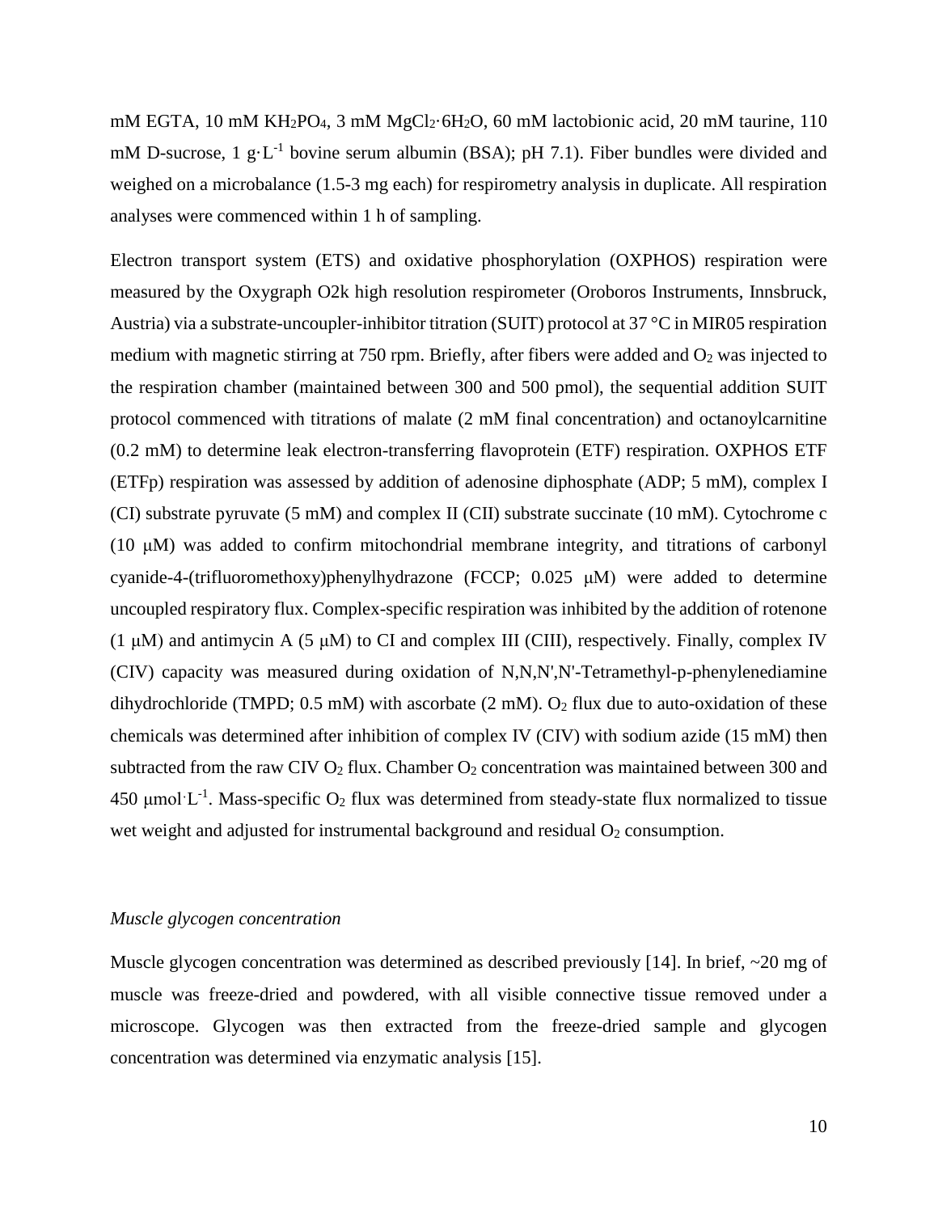mM EGTA, 10 mM $KH_2PO_4$, 3 mM $MgCl_2 \cdot 6H_2O$, 60 mM lactobionic acid, 20 mM taurine, 110 mM D-sucrose, 1 $g \cdot L^{-1}$ bovine serum albumin (BSA); pH 7.1). Fiber bundles were divided and weighed on a microbalance (1.5-3 mg each) for respirometry analysis in duplicate. All respiration analyses were commenced within 1 h of sampling.

Electron transport system (ETS) and oxidative phosphorylation (OXPHOS) respiration were measured by the Oxygraph O2k high resolution respirometer (Oroboros Instruments, Innsbruck, Austria) via a substrate-uncoupler-inhibitor titration (SUIT) protocol at 37 °C in MIR05 respiration medium with magnetic stirring at 750 rpm. Briefly, after fibers were added and $O_2$ was injected to the respiration chamber (maintained between 300 and 500 pmol), the sequential addition SUIT protocol commenced with titrations of malate (2 mM final concentration) and octanoylcarnitine (0.2 mM) to determine leak electron-transferring flavoprotein (ETF) respiration. OXPHOS ETF (ETFp) respiration was assessed by addition of adenosine diphosphate (ADP; 5 mM), complex I (CI) substrate pyruvate (5 mM) and complex II (CII) substrate succinate (10 mM). Cytochrome c (10 μM) was added to confirm mitochondrial membrane integrity, and titrations of carbonyl cyanide-4-(trifluoromethoxy)phenylhydrazone (FCCP; 0.025 μM) were added to determine uncoupled respiratory flux. Complex-specific respiration was inhibited by the addition of rotenone (1 μM) and antimycin A (5 μM) to CI and complex III (CIII), respectively. Finally, complex IV (CIV) capacity was measured during oxidation of N,N,N',N'-Tetramethyl-p-phenylenediamine dihydrochloride (TMPD; 0.5 mM) with ascorbate (2 mM). $O_2$ flux due to auto-oxidation of these chemicals was determined after inhibition of complex IV (CIV) with sodium azide (15 mM) then subtracted from the raw CIV $O_2$ flux. Chamber $O_2$ concentration was maintained between 300 and 450 $\mu mol \cdot L^{-1}$. Mass-specific $O_2$ flux was determined from steady-state flux normalized to tissue wet weight and adjusted for instrumental background and residual $O_2$ consumption.

*Muscle glycogen concentration*

Muscle glycogen concentration was determined as described previously [14]. In brief, ~20 mg of muscle was freeze-dried and powdered, with all visible connective tissue removed under a microscope. Glycogen was then extracted from the freeze-dried sample and glycogen concentration was determined via enzymatic analysis [15].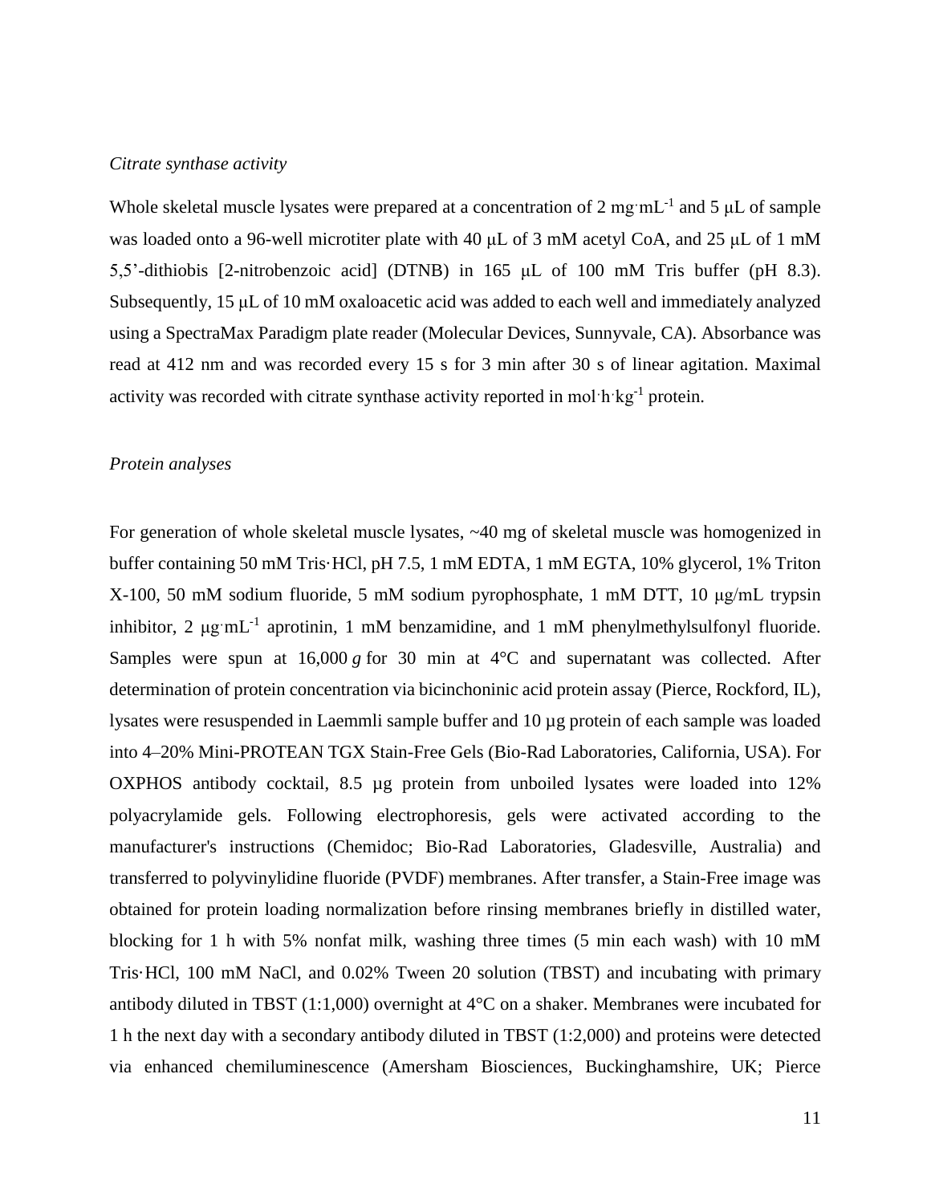*Citrate synthase activity*

Whole skeletal muscle lysates were prepared at a concentration of 2 mg·mL$^{-1}$ and 5 μL of sample was loaded onto a 96-well microtiter plate with 40 μL of 3 mM acetyl CoA, and 25 μL of 1 mM 5,5'-dithiobis [2-nitrobenzoic acid] (DTNB) in 165 μL of 100 mM Tris buffer (pH 8.3). Subsequently, 15 μL of 10 mM oxaloacetic acid was added to each well and immediately analyzed using a SpectraMax Paradigm plate reader (Molecular Devices, Sunnyvale, CA). Absorbance was read at 412 nm and was recorded every 15 s for 3 min after 30 s of linear agitation. Maximal activity was recorded with citrate synthase activity reported in mol·h·kg$^{-1}$ protein.

*Protein analyses*

For generation of whole skeletal muscle lysates, ~40 mg of skeletal muscle was homogenized in buffer containing 50 mM Tris·HCl, pH 7.5, 1 mM EDTA, 1 mM EGTA, 10% glycerol, 1% Triton X-100, 50 mM sodium fluoride, 5 mM sodium pyrophosphate, 1 mM DTT, 10 μg/mL trypsin inhibitor, 2 μg·mL$^{-1}$ aprotinin, 1 mM benzamidine, and 1 mM phenylmethylsulfonyl fluoride. Samples were spun at 16,000 *g* for 30 min at 4°C and supernatant was collected. After determination of protein concentration via bicinchoninic acid protein assay (Pierce, Rockford, IL), lysates were resuspended in Laemmli sample buffer and 10 µg protein of each sample was loaded into 4–20% Mini-PROTEAN TGX Stain-Free Gels (Bio-Rad Laboratories, California, USA). For OXPHOS antibody cocktail, 8.5 µg protein from unboiled lysates were loaded into 12% polyacrylamide gels. Following electrophoresis, gels were activated according to the manufacturer's instructions (Chemidoc; Bio-Rad Laboratories, Gladesville, Australia) and transferred to polyvinylidine fluoride (PVDF) membranes. After transfer, a Stain-Free image was obtained for protein loading normalization before rinsing membranes briefly in distilled water, blocking for 1 h with 5% nonfat milk, washing three times (5 min each wash) with 10 mM Tris·HCl, 100 mM NaCl, and 0.02% Tween 20 solution (TBST) and incubating with primary antibody diluted in TBST (1:1,000) overnight at 4°C on a shaker. Membranes were incubated for 1 h the next day with a secondary antibody diluted in TBST (1:2,000) and proteins were detected via enhanced chemiluminescence (Amersham Biosciences, Buckinghamshire, UK; Pierce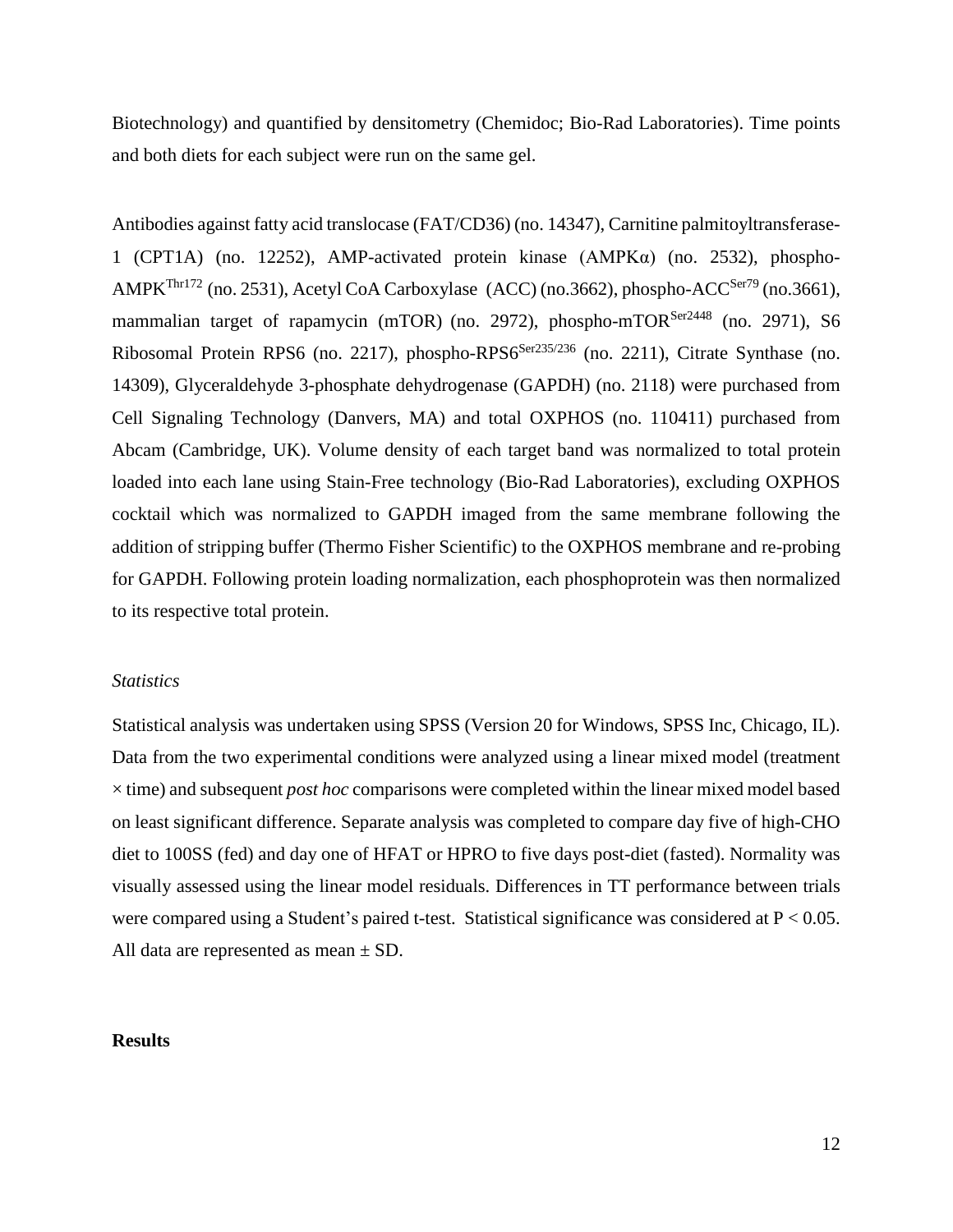Biotechnology) and quantified by densitometry (Chemidoc; Bio-Rad Laboratories). Time points and both diets for each subject were run on the same gel.

Antibodies against fatty acid translocase (FAT/CD36) (no. 14347), Carnitine palmitoyltransferase-1 (CPT1A) (no. 12252), AMP-activated protein kinase (AMPKα) (no. 2532), phospho-AMPK$^{Thr172}$ (no. 2531), Acetyl CoA Carboxylase (ACC) (no.3662), phospho-ACC$^{Ser79}$ (no.3661), mammalian target of rapamycin (mTOR) (no. 2972), phospho-mTOR$^{Ser2448}$ (no. 2971), S6 Ribosomal Protein RPS6 (no. 2217), phospho-RPS6$^{Ser235/236}$ (no. 2211), Citrate Synthase (no. 14309), Glyceraldehyde 3-phosphate dehydrogenase (GAPDH) (no. 2118) were purchased from Cell Signaling Technology (Danvers, MA) and total OXPHOS (no. 110411) purchased from Abcam (Cambridge, UK). Volume density of each target band was normalized to total protein loaded into each lane using Stain-Free technology (Bio-Rad Laboratories), excluding OXPHOS cocktail which was normalized to GAPDH imaged from the same membrane following the addition of stripping buffer (Thermo Fisher Scientific) to the OXPHOS membrane and re-probing for GAPDH. Following protein loading normalization, each phosphoprotein was then normalized to its respective total protein.

### *Statistics*

Statistical analysis was undertaken using SPSS (Version 20 for Windows, SPSS Inc, Chicago, IL). Data from the two experimental conditions were analyzed using a linear mixed model (treatment × time) and subsequent *post hoc* comparisons were completed within the linear mixed model based on least significant difference. Separate analysis was completed to compare day five of high-CHO diet to 100SS (fed) and day one of HFAT or HPRO to five days post-diet (fasted). Normality was visually assessed using the linear model residuals. Differences in TT performance between trials were compared using a Student's paired t-test. Statistical significance was considered at $P < 0.05$. All data are represented as mean ± SD.

## **Results**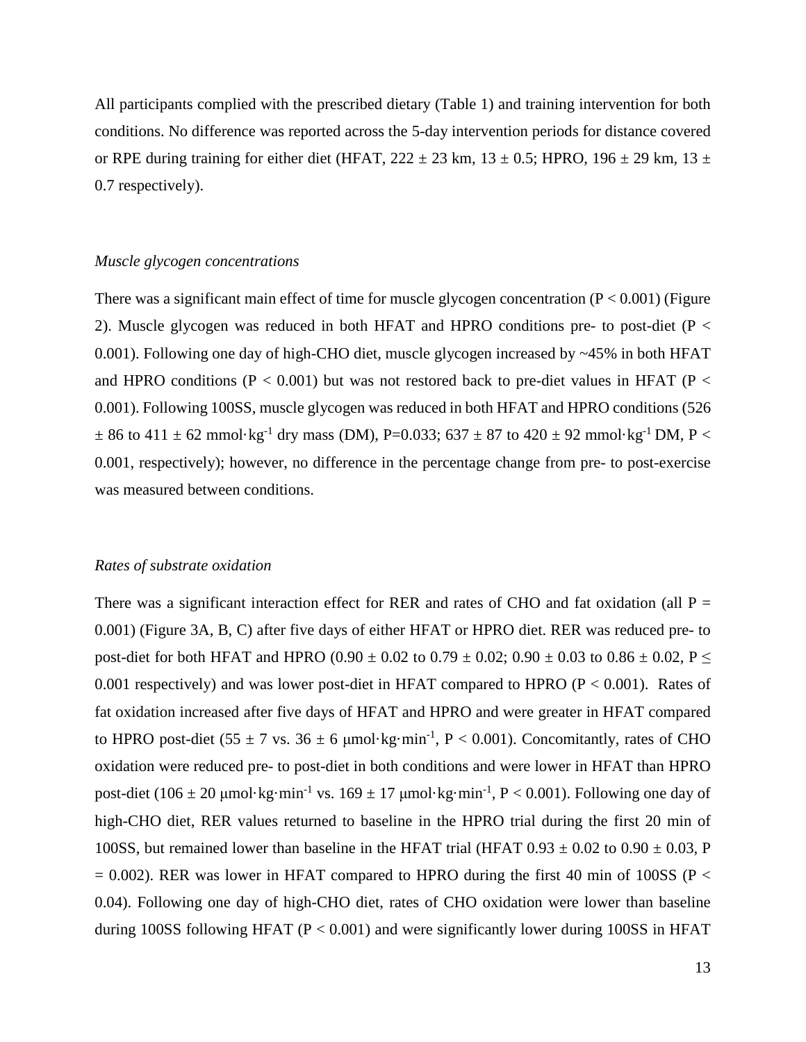All participants complied with the prescribed dietary (Table 1) and training intervention for both conditions. No difference was reported across the 5-day intervention periods for distance covered or RPE during training for either diet (HFAT, 222 ± 23 km, 13 ± 0.5; HPRO, 196 ± 29 km, 13 ± 0.7 respectively).

*Muscle glycogen concentrations*

There was a significant main effect of time for muscle glycogen concentration ($P < 0.001$) (Figure 2). Muscle glycogen was reduced in both HFAT and HPRO conditions pre- to post-diet ($P < 0.001$). Following one day of high-CHO diet, muscle glycogen increased by ~45% in both HFAT and HPRO conditions ($P < 0.001$) but was not restored back to pre-diet values in HFAT ($P < 0.001$). Following 100SS, muscle glycogen was reduced in both HFAT and HPRO conditions (526 ± 86 to 411 ± 62 mmol·kg$^{-1}$ dry mass (DM), P=0.033; 637 ± 87 to 420 ± 92 mmol·kg$^{-1}$ DM, $P < 0.001$, respectively); however, no difference in the percentage change from pre- to post-exercise was measured between conditions.

*Rates of substrate oxidation*

There was a significant interaction effect for RER and rates of CHO and fat oxidation (all $P = 0.001$) (Figure 3A, B, C) after five days of either HFAT or HPRO diet. RER was reduced pre- to post-diet for both HFAT and HPRO (0.90 ± 0.02 to 0.79 ± 0.02; 0.90 ± 0.03 to 0.86 ± 0.02, $P \leq 0.001$ respectively) and was lower post-diet in HFAT compared to HPRO ($P < 0.001$). Rates of fat oxidation increased after five days of HFAT and HPRO and were greater in HFAT compared to HPRO post-diet (55 ± 7 vs. 36 ± 6 μmol·kg·min$^{-1}$, $P < 0.001$). Concomitantly, rates of CHO oxidation were reduced pre- to post-diet in both conditions and were lower in HFAT than HPRO post-diet (106 ± 20 μmol·kg·min$^{-1}$ vs. 169 ± 17 μmol·kg·min$^{-1}$, $P < 0.001$). Following one day of high-CHO diet, RER values returned to baseline in the HPRO trial during the first 20 min of 100SS, but remained lower than baseline in the HFAT trial (HFAT 0.93 ± 0.02 to 0.90 ± 0.03, $P = 0.002$). RER was lower in HFAT compared to HPRO during the first 40 min of 100SS ($P < 0.04$). Following one day of high-CHO diet, rates of CHO oxidation were lower than baseline during 100SS following HFAT ($P < 0.001$) and were significantly lower during 100SS in HFAT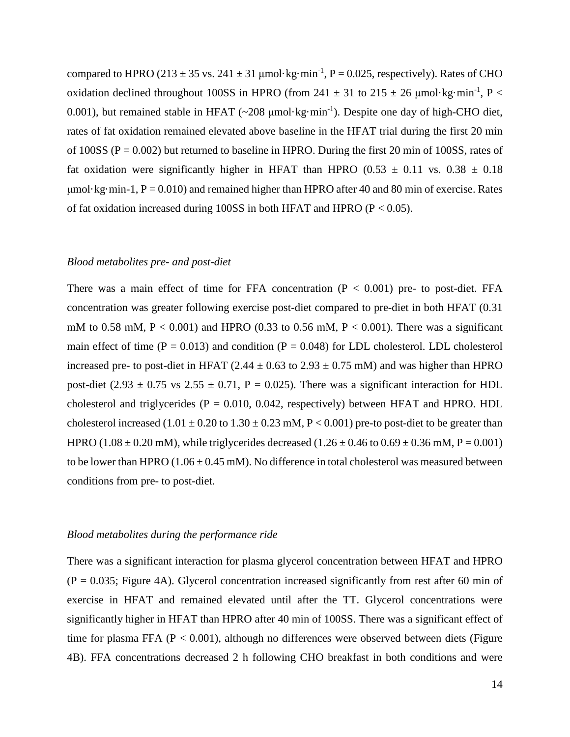compared to HPRO (213 ± 35 vs. 241 ± 31 μmol·kg·min$^{-1}$, P = 0.025, respectively). Rates of CHO oxidation declined throughout 100SS in HPRO (from 241 ± 31 to 215 ± 26 μmol·kg·min$^{-1}$, P < 0.001), but remained stable in HFAT (~208 μmol·kg·min$^{-1}$). Despite one day of high-CHO diet, rates of fat oxidation remained elevated above baseline in the HFAT trial during the first 20 min of 100SS (P = 0.002) but returned to baseline in HPRO. During the first 20 min of 100SS, rates of fat oxidation were significantly higher in HFAT than HPRO (0.53 ± 0.11 vs. 0.38 ± 0.18 μmol·kg·min-1, P = 0.010) and remained higher than HPRO after 40 and 80 min of exercise. Rates of fat oxidation increased during 100SS in both HFAT and HPRO (P < 0.05).

### *Blood metabolites pre- and post-diet*

There was a main effect of time for FFA concentration (P < 0.001) pre- to post-diet. FFA concentration was greater following exercise post-diet compared to pre-diet in both HFAT (0.31 mM to 0.58 mM, P < 0.001) and HPRO (0.33 to 0.56 mM, P < 0.001). There was a significant main effect of time (P = 0.013) and condition (P = 0.048) for LDL cholesterol. LDL cholesterol increased pre- to post-diet in HFAT (2.44 ± 0.63 to 2.93 ± 0.75 mM) and was higher than HPRO post-diet (2.93 ± 0.75 vs 2.55 ± 0.71, P = 0.025). There was a significant interaction for HDL cholesterol and triglycerides (P = 0.010, 0.042, respectively) between HFAT and HPRO. HDL cholesterol increased (1.01 ± 0.20 to 1.30 ± 0.23 mM, P < 0.001) pre-to post-diet to be greater than HPRO (1.08 ± 0.20 mM), while triglycerides decreased (1.26 ± 0.46 to 0.69 ± 0.36 mM, P = 0.001) to be lower than HPRO (1.06 ± 0.45 mM). No difference in total cholesterol was measured between conditions from pre- to post-diet.

### *Blood metabolites during the performance ride*

There was a significant interaction for plasma glycerol concentration between HFAT and HPRO (P = 0.035; Figure 4A). Glycerol concentration increased significantly from rest after 60 min of exercise in HFAT and remained elevated until after the TT. Glycerol concentrations were significantly higher in HFAT than HPRO after 40 min of 100SS. There was a significant effect of time for plasma FFA (P < 0.001), although no differences were observed between diets (Figure 4B). FFA concentrations decreased 2 h following CHO breakfast in both conditions and were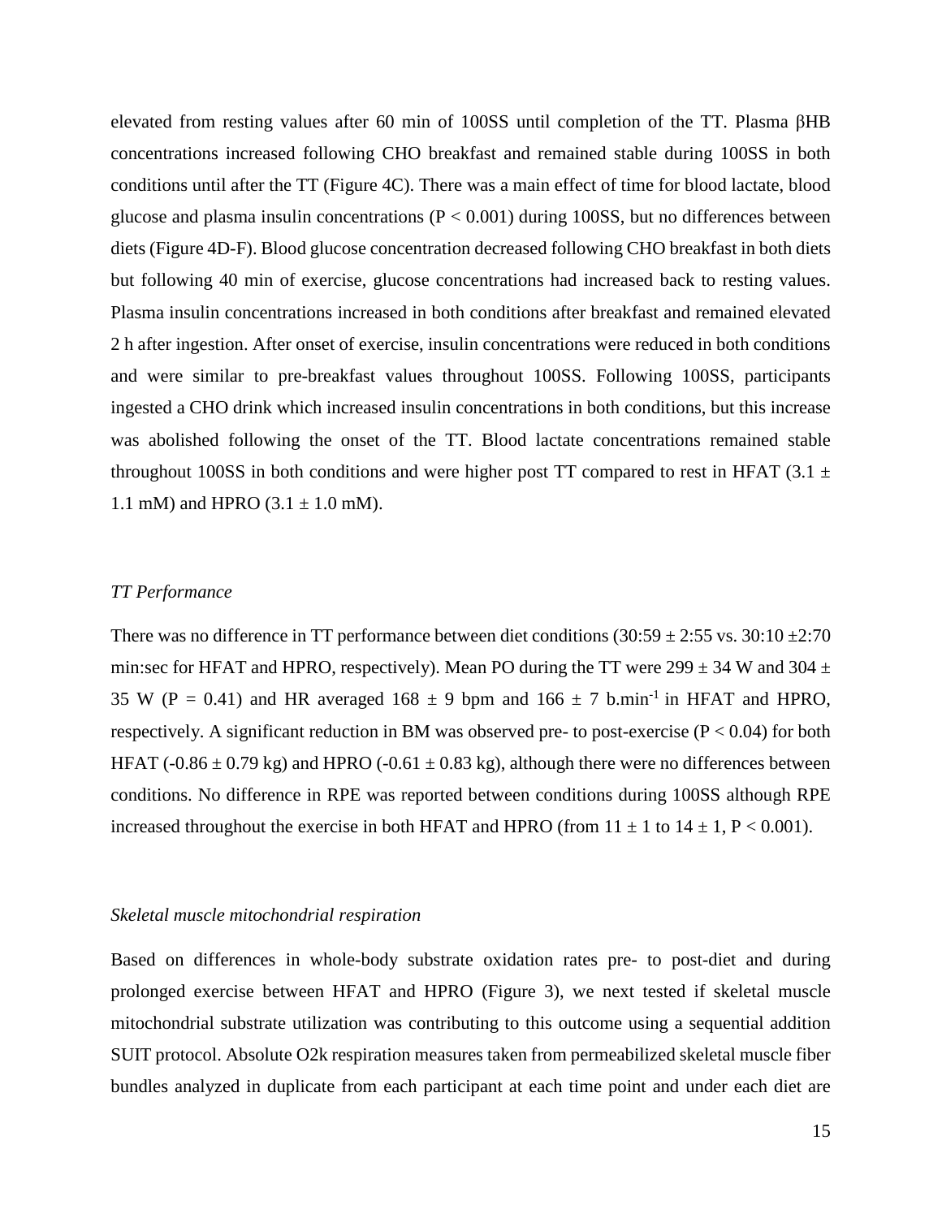elevated from resting values after 60 min of 100SS until completion of the TT. Plasma βHB concentrations increased following CHO breakfast and remained stable during 100SS in both conditions until after the TT (Figure 4C). There was a main effect of time for blood lactate, blood glucose and plasma insulin concentrations ($P < 0.001$) during 100SS, but no differences between diets (Figure 4D-F). Blood glucose concentration decreased following CHO breakfast in both diets but following 40 min of exercise, glucose concentrations had increased back to resting values. Plasma insulin concentrations increased in both conditions after breakfast and remained elevated 2 h after ingestion. After onset of exercise, insulin concentrations were reduced in both conditions and were similar to pre-breakfast values throughout 100SS. Following 100SS, participants ingested a CHO drink which increased insulin concentrations in both conditions, but this increase was abolished following the onset of the TT. Blood lactate concentrations remained stable throughout 100SS in both conditions and were higher post TT compared to rest in HFAT (3.1 ± 1.1 mM) and HPRO (3.1 ± 1.0 mM).

### *TT Performance*

There was no difference in TT performance between diet conditions (30:59 ± 2:55 vs. 30:10 ±2:70 min:sec for HFAT and HPRO, respectively). Mean PO during the TT were 299 ± 34 W and 304 ± 35 W ($P = 0.41$) and HR averaged 168 ± 9 bpm and 166 ± 7 $b.min^{-1}$ in HFAT and HPRO, respectively. A significant reduction in BM was observed pre- to post-exercise ($P < 0.04$) for both HFAT (-0.86 ± 0.79 kg) and HPRO (-0.61 ± 0.83 kg), although there were no differences between conditions. No difference in RPE was reported between conditions during 100SS although RPE increased throughout the exercise in both HFAT and HPRO (from 11 ± 1 to 14 ± 1, $P < 0.001$).

### *Skeletal muscle mitochondrial respiration*

Based on differences in whole-body substrate oxidation rates pre- to post-diet and during prolonged exercise between HFAT and HPRO (Figure 3), we next tested if skeletal muscle mitochondrial substrate utilization was contributing to this outcome using a sequential addition SUIT protocol. Absolute O2k respiration measures taken from permeabilized skeletal muscle fiber bundles analyzed in duplicate from each participant at each time point and under each diet are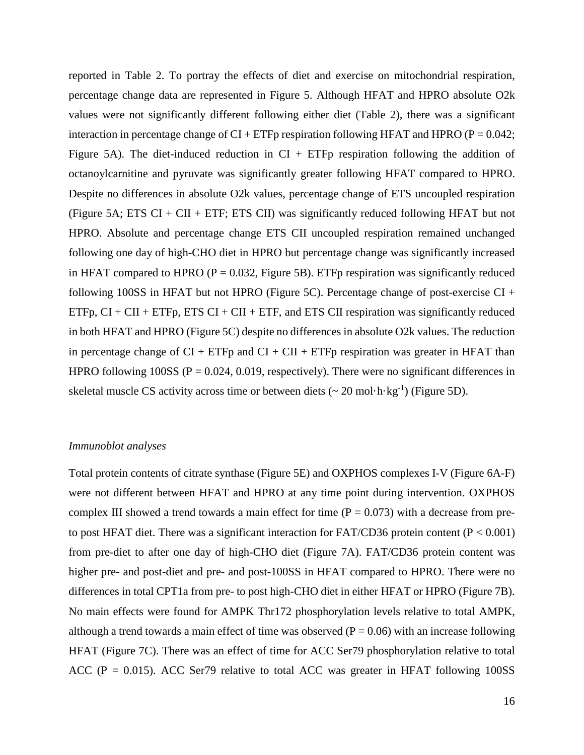reported in Table 2. To portray the effects of diet and exercise on mitochondrial respiration, percentage change data are represented in Figure 5. Although HFAT and HPRO absolute O2k values were not significantly different following either diet (Table 2), there was a significant interaction in percentage change of CI + ETFp respiration following HFAT and HPRO ($P = 0.042$; Figure 5A). The diet-induced reduction in CI + ETFp respiration following the addition of octanoylcarnitine and pyruvate was significantly greater following HFAT compared to HPRO. Despite no differences in absolute O2k values, percentage change of ETS uncoupled respiration (Figure 5A; ETS CI + CII + ETF; ETS CII) was significantly reduced following HFAT but not HPRO. Absolute and percentage change ETS CII uncoupled respiration remained unchanged following one day of high-CHO diet in HPRO but percentage change was significantly increased in HFAT compared to HPRO ($P = 0.032$, Figure 5B). ETFp respiration was significantly reduced following 100SS in HFAT but not HPRO (Figure 5C). Percentage change of post-exercise CI + ETFp, CI + CII + ETFp, ETS CI + CII + ETF, and ETS CII respiration was significantly reduced in both HFAT and HPRO (Figure 5C) despite no differences in absolute O2k values. The reduction in percentage change of CI + ETFp and CI + CII + ETFp respiration was greater in HFAT than HPRO following 100SS ($P = 0.024$, $0.019$, respectively). There were no significant differences in skeletal muscle CS activity across time or between diets ($\sim 20$ mol·h·kg$^{-1}$) (Figure 5D).

*Immunoblot analyses*

Total protein contents of citrate synthase (Figure 5E) and OXPHOS complexes I-V (Figure 6A-F) were not different between HFAT and HPRO at any time point during intervention. OXPHOS complex III showed a trend towards a main effect for time ($P = 0.073$) with a decrease from pre- to post HFAT diet. There was a significant interaction for FAT/CD36 protein content ($P < 0.001$) from pre-diet to after one day of high-CHO diet (Figure 7A). FAT/CD36 protein content was higher pre- and post-diet and pre- and post-100SS in HFAT compared to HPRO. There were no differences in total CPT1a from pre- to post high-CHO diet in either HFAT or HPRO (Figure 7B). No main effects were found for AMPK Thr172 phosphorylation levels relative to total AMPK, although a trend towards a main effect of time was observed ($P = 0.06$) with an increase following HFAT (Figure 7C). There was an effect of time for ACC Ser79 phosphorylation relative to total ACC ($P = 0.015$). ACC Ser79 relative to total ACC was greater in HFAT following 100SS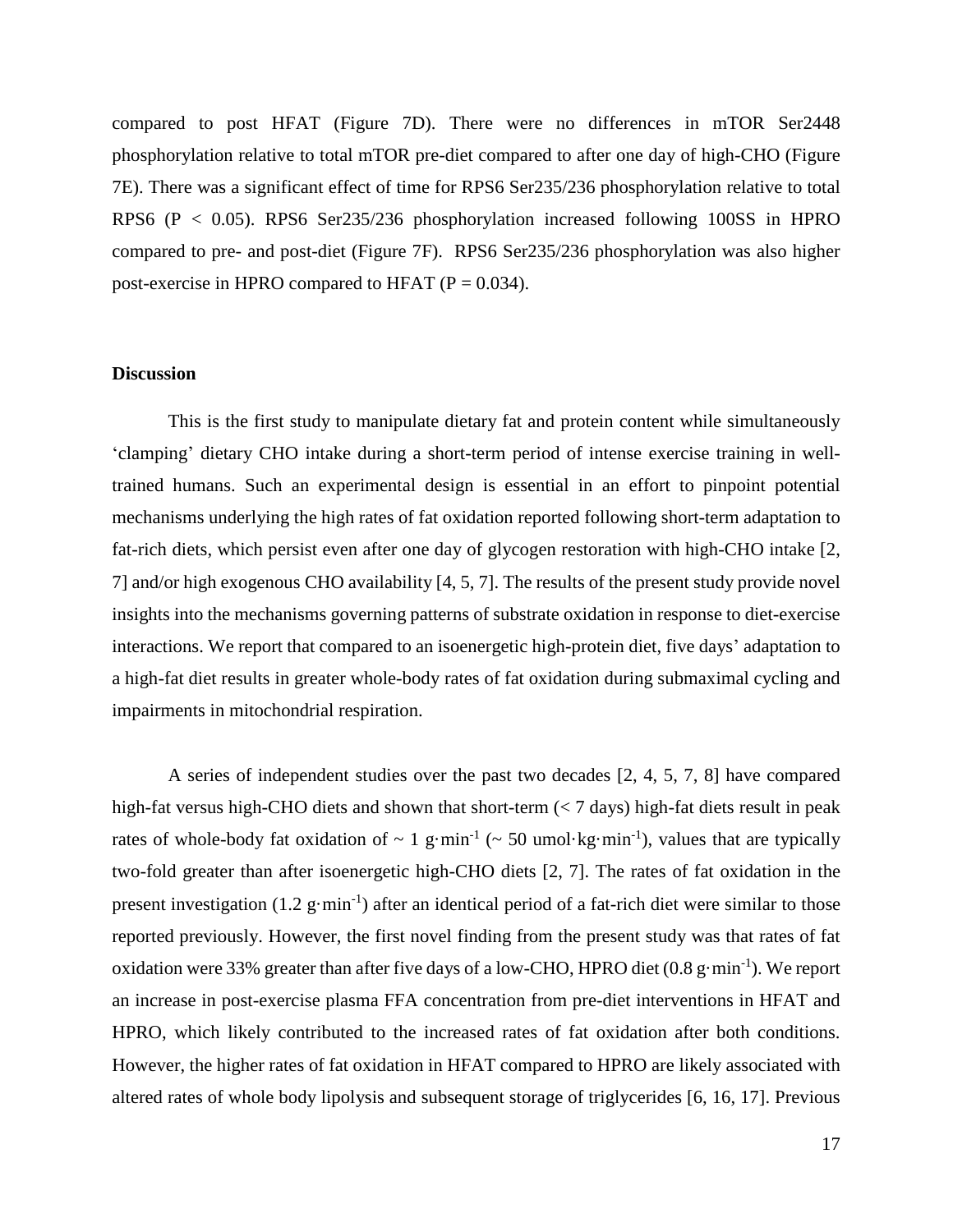compared to post HFAT (Figure 7D). There were no differences in mTOR Ser2448 phosphorylation relative to total mTOR pre-diet compared to after one day of high-CHO (Figure 7E). There was a significant effect of time for RPS6 Ser235/236 phosphorylation relative to total RPS6 ($P < 0.05$). RPS6 Ser235/236 phosphorylation increased following 100SS in HPRO compared to pre- and post-diet (Figure 7F). RPS6 Ser235/236 phosphorylation was also higher post-exercise in HPRO compared to HFAT ($P = 0.034$).

## Discussion

This is the first study to manipulate dietary fat and protein content while simultaneously 'clamping' dietary CHO intake during a short-term period of intense exercise training in well-trained humans. Such an experimental design is essential in an effort to pinpoint potential mechanisms underlying the high rates of fat oxidation reported following short-term adaptation to fat-rich diets, which persist even after one day of glycogen restoration with high-CHO intake [2, 7] and/or high exogenous CHO availability [4, 5, 7]. The results of the present study provide novel insights into the mechanisms governing patterns of substrate oxidation in response to diet-exercise interactions. We report that compared to an isoenergetic high-protein diet, five days' adaptation to a high-fat diet results in greater whole-body rates of fat oxidation during submaximal cycling and impairments in mitochondrial respiration.

A series of independent studies over the past two decades [2, 4, 5, 7, 8] have compared high-fat versus high-CHO diets and shown that short-term (< 7 days) high-fat diets result in peak rates of whole-body fat oxidation of ~ 1 $g \cdot min^{-1}$ (~ 50 $umol \cdot kg \cdot min^{-1}$), values that are typically two-fold greater than after isoenergetic high-CHO diets [2, 7]. The rates of fat oxidation in the present investigation (1.2 $g \cdot min^{-1}$) after an identical period of a fat-rich diet were similar to those reported previously. However, the first novel finding from the present study was that rates of fat oxidation were 33% greater than after five days of a low-CHO, HPRO diet (0.8 $g \cdot min^{-1}$). We report an increase in post-exercise plasma FFA concentration from pre-diet interventions in HFAT and HPRO, which likely contributed to the increased rates of fat oxidation after both conditions. However, the higher rates of fat oxidation in HFAT compared to HPRO are likely associated with altered rates of whole body lipolysis and subsequent storage of triglycerides [6, 16, 17]. Previous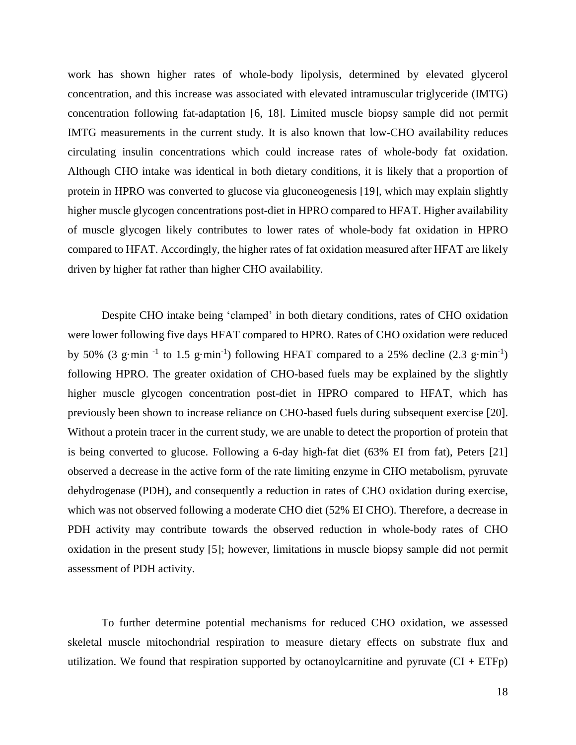work has shown higher rates of whole-body lipolysis, determined by elevated glycerol concentration, and this increase was associated with elevated intramuscular triglyceride (IMTG) concentration following fat-adaptation [6, 18]. Limited muscle biopsy sample did not permit IMTG measurements in the current study. It is also known that low-CHO availability reduces circulating insulin concentrations which could increase rates of whole-body fat oxidation. Although CHO intake was identical in both dietary conditions, it is likely that a proportion of protein in HPRO was converted to glucose via gluconeogenesis [19], which may explain slightly higher muscle glycogen concentrations post-diet in HPRO compared to HFAT. Higher availability of muscle glycogen likely contributes to lower rates of whole-body fat oxidation in HPRO compared to HFAT. Accordingly, the higher rates of fat oxidation measured after HFAT are likely driven by higher fat rather than higher CHO availability.

Despite CHO intake being 'clamped' in both dietary conditions, rates of CHO oxidation were lower following five days HFAT compared to HPRO. Rates of CHO oxidation were reduced by 50% (3 $g \cdot min^{-1}$ to 1.5 $g \cdot min^{-1}$) following HFAT compared to a 25% decline (2.3 $g \cdot min^{-1}$) following HPRO. The greater oxidation of CHO-based fuels may be explained by the slightly higher muscle glycogen concentration post-diet in HPRO compared to HFAT, which has previously been shown to increase reliance on CHO-based fuels during subsequent exercise [20]. Without a protein tracer in the current study, we are unable to detect the proportion of protein that is being converted to glucose. Following a 6-day high-fat diet (63% EI from fat), Peters [21] observed a decrease in the active form of the rate limiting enzyme in CHO metabolism, pyruvate dehydrogenase (PDH), and consequently a reduction in rates of CHO oxidation during exercise, which was not observed following a moderate CHO diet (52% EI CHO). Therefore, a decrease in PDH activity may contribute towards the observed reduction in whole-body rates of CHO oxidation in the present study [5]; however, limitations in muscle biopsy sample did not permit assessment of PDH activity.

To further determine potential mechanisms for reduced CHO oxidation, we assessed skeletal muscle mitochondrial respiration to measure dietary effects on substrate flux and utilization. We found that respiration supported by octanoylcarnitine and pyruvate (CI + ETFp)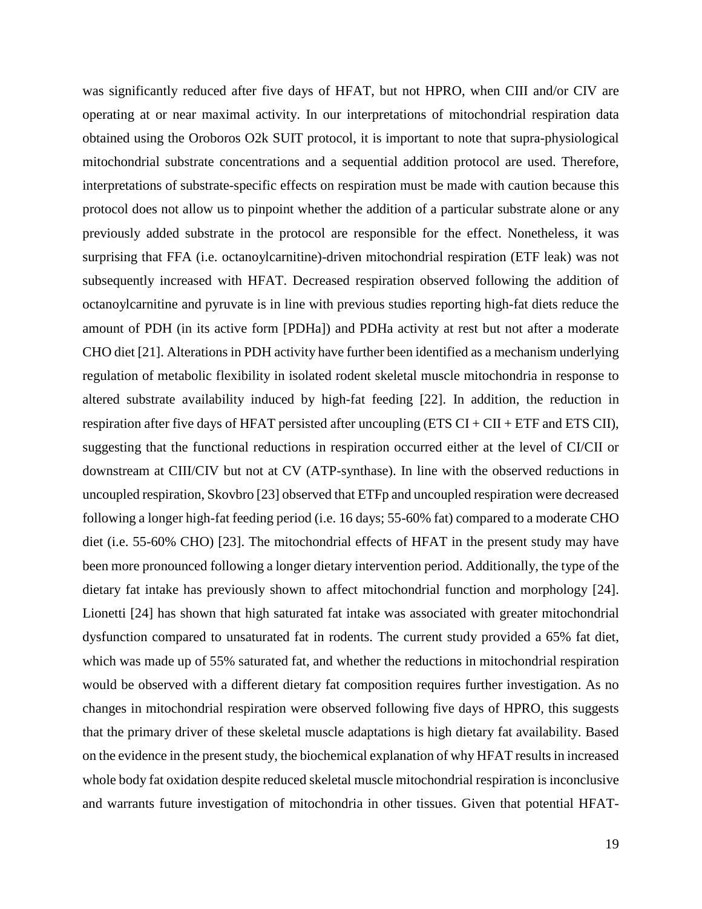was significantly reduced after five days of HFAT, but not HPRO, when CIII and/or CIV are operating at or near maximal activity. In our interpretations of mitochondrial respiration data obtained using the Oroboros O2k SUIT protocol, it is important to note that supra-physiological mitochondrial substrate concentrations and a sequential addition protocol are used. Therefore, interpretations of substrate-specific effects on respiration must be made with caution because this protocol does not allow us to pinpoint whether the addition of a particular substrate alone or any previously added substrate in the protocol are responsible for the effect. Nonetheless, it was surprising that FFA (i.e. octanoylcarnitine)-driven mitochondrial respiration (ETF leak) was not subsequently increased with HFAT. Decreased respiration observed following the addition of octanoylcarnitine and pyruvate is in line with previous studies reporting high-fat diets reduce the amount of PDH (in its active form [PDHa]) and PDHa activity at rest but not after a moderate CHO diet [21]. Alterations in PDH activity have further been identified as a mechanism underlying regulation of metabolic flexibility in isolated rodent skeletal muscle mitochondria in response to altered substrate availability induced by high-fat feeding [22]. In addition, the reduction in respiration after five days of HFAT persisted after uncoupling (ETS CI + CII + ETF and ETS CII), suggesting that the functional reductions in respiration occurred either at the level of CI/CII or downstream at CIII/CIV but not at CV (ATP-synthase). In line with the observed reductions in uncoupled respiration, Skovbro [23] observed that ETFp and uncoupled respiration were decreased following a longer high-fat feeding period (i.e. 16 days; 55-60% fat) compared to a moderate CHO diet (i.e. 55-60% CHO) [23]. The mitochondrial effects of HFAT in the present study may have been more pronounced following a longer dietary intervention period. Additionally, the type of the dietary fat intake has previously shown to affect mitochondrial function and morphology [24]. Lionetti [24] has shown that high saturated fat intake was associated with greater mitochondrial dysfunction compared to unsaturated fat in rodents. The current study provided a 65% fat diet, which was made up of 55% saturated fat, and whether the reductions in mitochondrial respiration would be observed with a different dietary fat composition requires further investigation. As no changes in mitochondrial respiration were observed following five days of HPRO, this suggests that the primary driver of these skeletal muscle adaptations is high dietary fat availability. Based on the evidence in the present study, the biochemical explanation of why HFAT results in increased whole body fat oxidation despite reduced skeletal muscle mitochondrial respiration is inconclusive and warrants future investigation of mitochondria in other tissues. Given that potential HFAT-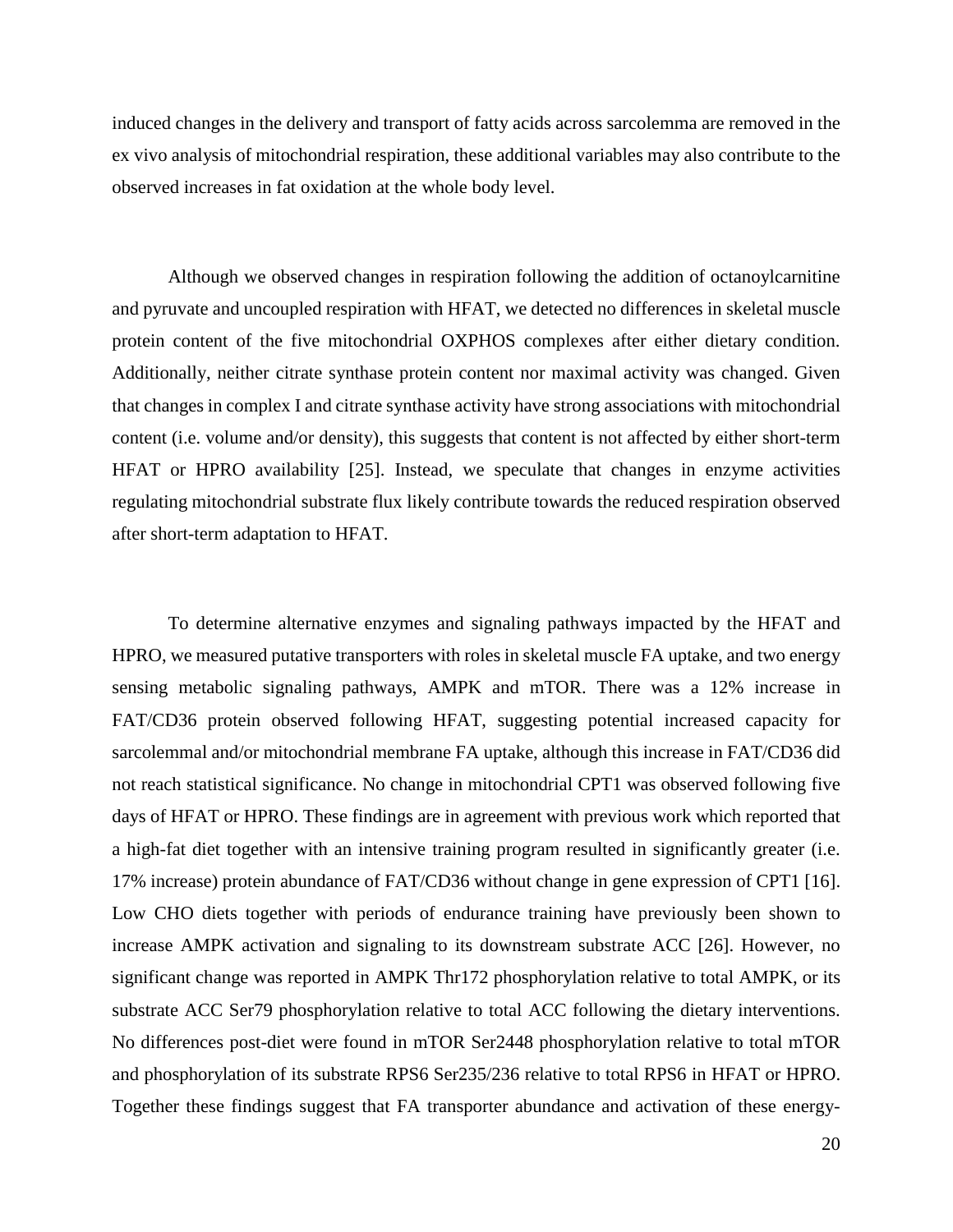induced changes in the delivery and transport of fatty acids across sarcolemma are removed in the ex vivo analysis of mitochondrial respiration, these additional variables may also contribute to the observed increases in fat oxidation at the whole body level.

Although we observed changes in respiration following the addition of octanoylcarnitine and pyruvate and uncoupled respiration with HFAT, we detected no differences in skeletal muscle protein content of the five mitochondrial OXPHOS complexes after either dietary condition. Additionally, neither citrate synthase protein content nor maximal activity was changed. Given that changes in complex I and citrate synthase activity have strong associations with mitochondrial content (i.e. volume and/or density), this suggests that content is not affected by either short-term HFAT or HPRO availability [25]. Instead, we speculate that changes in enzyme activities regulating mitochondrial substrate flux likely contribute towards the reduced respiration observed after short-term adaptation to HFAT.

To determine alternative enzymes and signaling pathways impacted by the HFAT and HPRO, we measured putative transporters with roles in skeletal muscle FA uptake, and two energy sensing metabolic signaling pathways, AMPK and mTOR. There was a 12% increase in FAT/CD36 protein observed following HFAT, suggesting potential increased capacity for sarcolemmal and/or mitochondrial membrane FA uptake, although this increase in FAT/CD36 did not reach statistical significance. No change in mitochondrial CPT1 was observed following five days of HFAT or HPRO. These findings are in agreement with previous work which reported that a high-fat diet together with an intensive training program resulted in significantly greater (i.e. 17% increase) protein abundance of FAT/CD36 without change in gene expression of CPT1 [16]. Low CHO diets together with periods of endurance training have previously been shown to increase AMPK activation and signaling to its downstream substrate ACC [26]. However, no significant change was reported in AMPK Thr172 phosphorylation relative to total AMPK, or its substrate ACC Ser79 phosphorylation relative to total ACC following the dietary interventions. No differences post-diet were found in mTOR Ser2448 phosphorylation relative to total mTOR and phosphorylation of its substrate RPS6 Ser235/236 relative to total RPS6 in HFAT or HPRO. Together these findings suggest that FA transporter abundance and activation of these energy-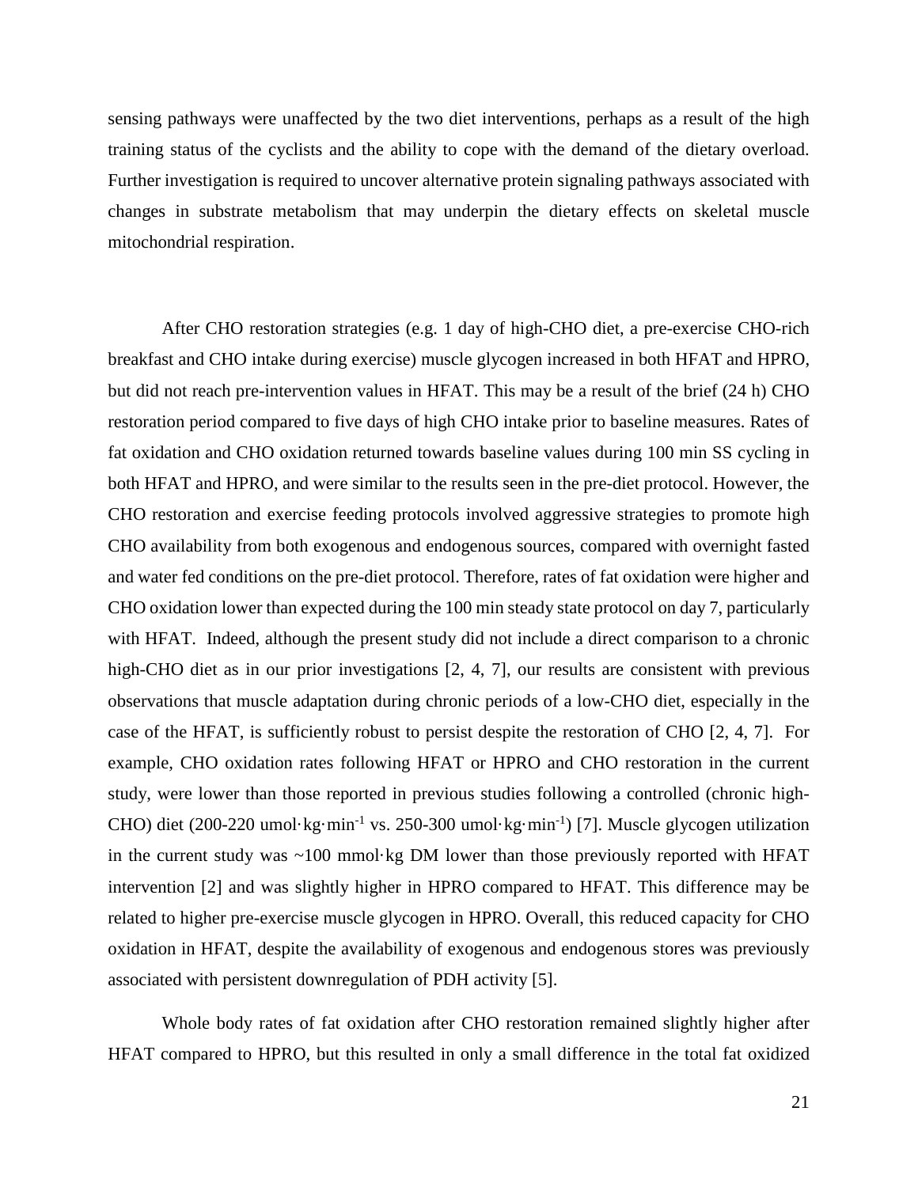sensing pathways were unaffected by the two diet interventions, perhaps as a result of the high training status of the cyclists and the ability to cope with the demand of the dietary overload. Further investigation is required to uncover alternative protein signaling pathways associated with changes in substrate metabolism that may underpin the dietary effects on skeletal muscle mitochondrial respiration.

After CHO restoration strategies (e.g. 1 day of high-CHO diet, a pre-exercise CHO-rich breakfast and CHO intake during exercise) muscle glycogen increased in both HFAT and HPRO, but did not reach pre-intervention values in HFAT. This may be a result of the brief (24 h) CHO restoration period compared to five days of high CHO intake prior to baseline measures. Rates of fat oxidation and CHO oxidation returned towards baseline values during 100 min SS cycling in both HFAT and HPRO, and were similar to the results seen in the pre-diet protocol. However, the CHO restoration and exercise feeding protocols involved aggressive strategies to promote high CHO availability from both exogenous and endogenous sources, compared with overnight fasted and water fed conditions on the pre-diet protocol. Therefore, rates of fat oxidation were higher and CHO oxidation lower than expected during the 100 min steady state protocol on day 7, particularly with HFAT. Indeed, although the present study did not include a direct comparison to a chronic high-CHO diet as in our prior investigations [2, 4, 7], our results are consistent with previous observations that muscle adaptation during chronic periods of a low-CHO diet, especially in the case of the HFAT, is sufficiently robust to persist despite the restoration of CHO [2, 4, 7]. For example, CHO oxidation rates following HFAT or HPRO and CHO restoration in the current study, were lower than those reported in previous studies following a controlled (chronic high-CHO) diet (200-220 umol·kg·min$^{-1}$ vs. 250-300 umol·kg·min$^{-1}$) [7]. Muscle glycogen utilization in the current study was ~100 mmol·kg DM lower than those previously reported with HFAT intervention [2] and was slightly higher in HPRO compared to HFAT. This difference may be related to higher pre-exercise muscle glycogen in HPRO. Overall, this reduced capacity for CHO oxidation in HFAT, despite the availability of exogenous and endogenous stores was previously associated with persistent downregulation of PDH activity [5].

Whole body rates of fat oxidation after CHO restoration remained slightly higher after HFAT compared to HPRO, but this resulted in only a small difference in the total fat oxidized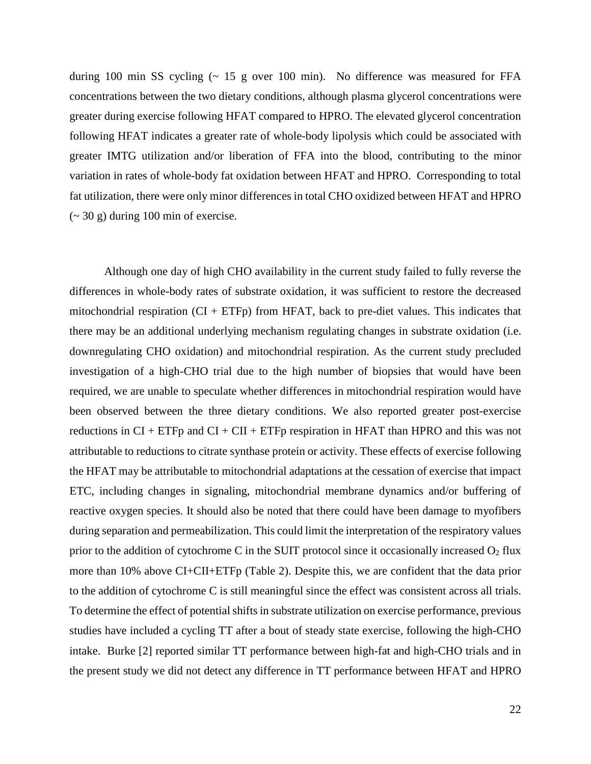during 100 min SS cycling (~ 15 g over 100 min). No difference was measured for FFA concentrations between the two dietary conditions, although plasma glycerol concentrations were greater during exercise following HFAT compared to HPRO. The elevated glycerol concentration following HFAT indicates a greater rate of whole-body lipolysis which could be associated with greater IMTG utilization and/or liberation of FFA into the blood, contributing to the minor variation in rates of whole-body fat oxidation between HFAT and HPRO. Corresponding to total fat utilization, there were only minor differences in total CHO oxidized between HFAT and HPRO (~ 30 g) during 100 min of exercise.

Although one day of high CHO availability in the current study failed to fully reverse the differences in whole-body rates of substrate oxidation, it was sufficient to restore the decreased mitochondrial respiration (CI + ETFp) from HFAT, back to pre-diet values. This indicates that there may be an additional underlying mechanism regulating changes in substrate oxidation (i.e. downregulating CHO oxidation) and mitochondrial respiration. As the current study precluded investigation of a high-CHO trial due to the high number of biopsies that would have been required, we are unable to speculate whether differences in mitochondrial respiration would have been observed between the three dietary conditions. We also reported greater post-exercise reductions in CI + ETFp and CI + CII + ETFp respiration in HFAT than HPRO and this was not attributable to reductions to citrate synthase protein or activity. These effects of exercise following the HFAT may be attributable to mitochondrial adaptations at the cessation of exercise that impact ETC, including changes in signaling, mitochondrial membrane dynamics and/or buffering of reactive oxygen species. It should also be noted that there could have been damage to myofibers during separation and permeabilization. This could limit the interpretation of the respiratory values prior to the addition of cytochrome C in the SUIT protocol since it occasionally increased $O_2$ flux more than 10% above CI+CII+ETFp (Table 2). Despite this, we are confident that the data prior to the addition of cytochrome C is still meaningful since the effect was consistent across all trials. To determine the effect of potential shifts in substrate utilization on exercise performance, previous studies have included a cycling TT after a bout of steady state exercise, following the high-CHO intake. Burke [2] reported similar TT performance between high-fat and high-CHO trials and in the present study we did not detect any difference in TT performance between HFAT and HPRO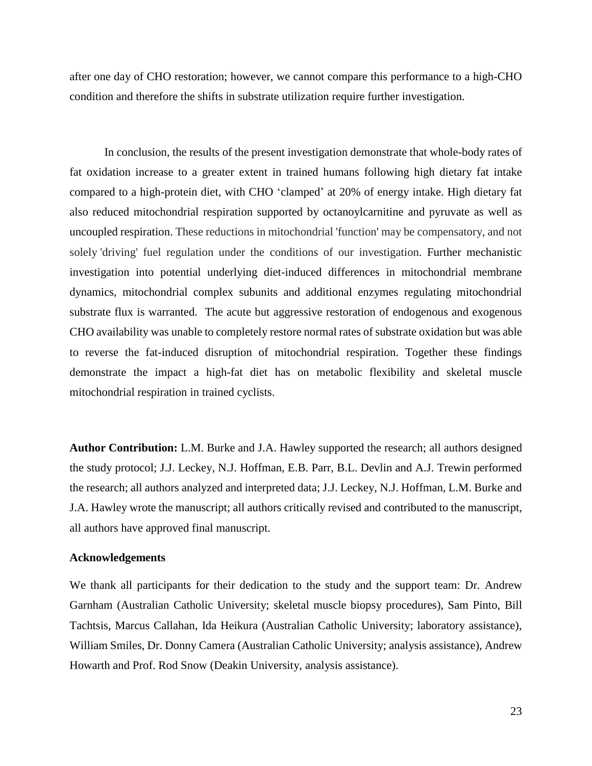after one day of CHO restoration; however, we cannot compare this performance to a high-CHO condition and therefore the shifts in substrate utilization require further investigation.

In conclusion, the results of the present investigation demonstrate that whole-body rates of fat oxidation increase to a greater extent in trained humans following high dietary fat intake compared to a high-protein diet, with CHO 'clamped' at 20% of energy intake. High dietary fat also reduced mitochondrial respiration supported by octanoylcarnitine and pyruvate as well as uncoupled respiration. These reductions in mitochondrial 'function' may be compensatory, and not solely 'driving' fuel regulation under the conditions of our investigation. Further mechanistic investigation into potential underlying diet-induced differences in mitochondrial membrane dynamics, mitochondrial complex subunits and additional enzymes regulating mitochondrial substrate flux is warranted. The acute but aggressive restoration of endogenous and exogenous CHO availability was unable to completely restore normal rates of substrate oxidation but was able to reverse the fat-induced disruption of mitochondrial respiration. Together these findings demonstrate the impact a high-fat diet has on metabolic flexibility and skeletal muscle mitochondrial respiration in trained cyclists.

**Author Contribution:** L.M. Burke and J.A. Hawley supported the research; all authors designed the study protocol; J.J. Leckey, N.J. Hoffman, E.B. Parr, B.L. Devlin and A.J. Trewin performed the research; all authors analyzed and interpreted data; J.J. Leckey, N.J. Hoffman, L.M. Burke and J.A. Hawley wrote the manuscript; all authors critically revised and contributed to the manuscript, all authors have approved final manuscript.

**Acknowledgements**

We thank all participants for their dedication to the study and the support team: Dr. Andrew Garnham (Australian Catholic University; skeletal muscle biopsy procedures), Sam Pinto, Bill Tachtsis, Marcus Callahan, Ida Heikura (Australian Catholic University; laboratory assistance), William Smiles, Dr. Donny Camera (Australian Catholic University; analysis assistance), Andrew Howarth and Prof. Rod Snow (Deakin University, analysis assistance).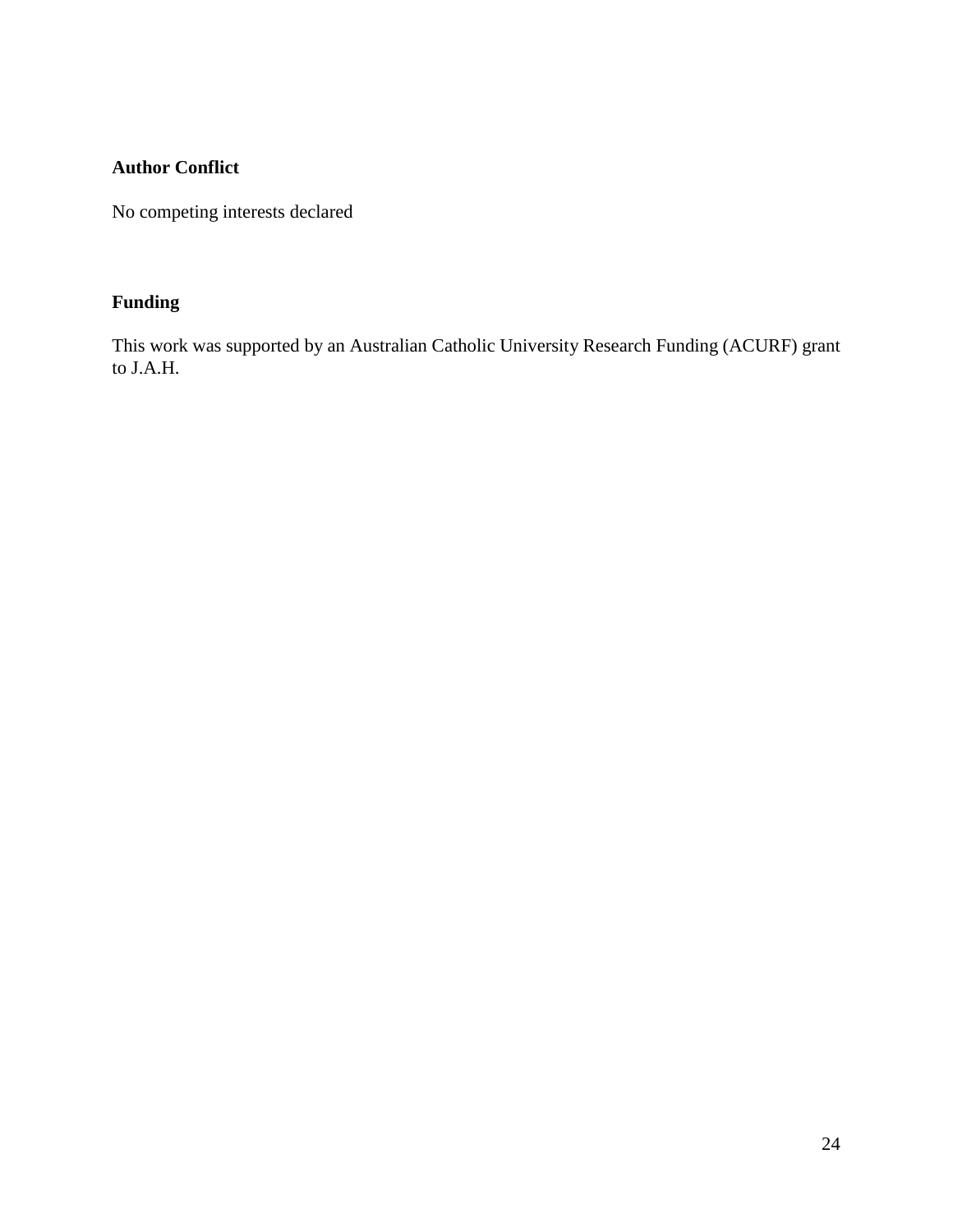**Author Conflict**

No competing interests declared

**Funding**

This work was supported by an Australian Catholic University Research Funding (ACURF) grant to J.A.H.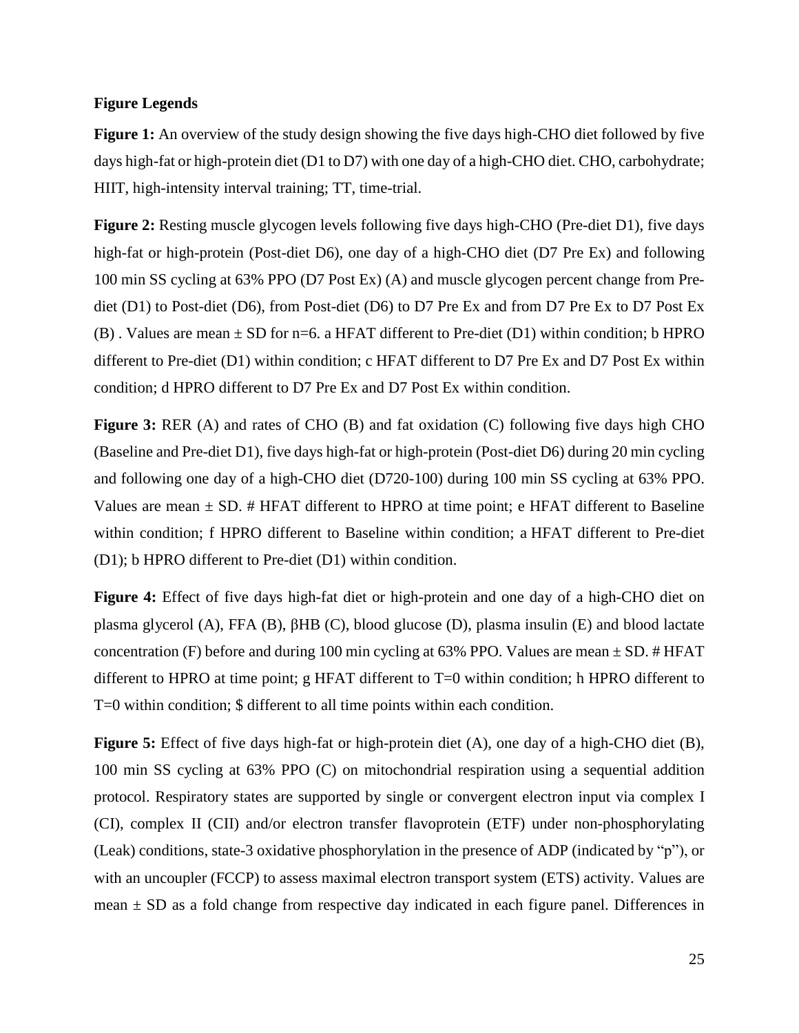**Figure Legends**

**Figure 1:** An overview of the study design showing the five days high-CHO diet followed by five days high-fat or high-protein diet (D1 to D7) with one day of a high-CHO diet. CHO, carbohydrate; HIIT, high-intensity interval training; TT, time-trial.

**Figure 2:** Resting muscle glycogen levels following five days high-CHO (Pre-diet D1), five days high-fat or high-protein (Post-diet D6), one day of a high-CHO diet (D7 Pre Ex) and following 100 min SS cycling at 63% PPO (D7 Post Ex) (A) and muscle glycogen percent change from Pre-diet (D1) to Post-diet (D6), from Post-diet (D6) to D7 Pre Ex and from D7 Pre Ex to D7 Post Ex (B) . Values are mean ± SD for n=6. a HFAT different to Pre-diet (D1) within condition; b HPRO different to Pre-diet (D1) within condition; c HFAT different to D7 Pre Ex and D7 Post Ex within condition; d HPRO different to D7 Pre Ex and D7 Post Ex within condition.

**Figure 3:** RER (A) and rates of CHO (B) and fat oxidation (C) following five days high CHO (Baseline and Pre-diet D1), five days high-fat or high-protein (Post-diet D6) during 20 min cycling and following one day of a high-CHO diet (D720-100) during 100 min SS cycling at 63% PPO. Values are mean ± SD. # HFAT different to HPRO at time point; e HFAT different to Baseline within condition; f HPRO different to Baseline within condition; a HFAT different to Pre-diet (D1); b HPRO different to Pre-diet (D1) within condition.

**Figure 4:** Effect of five days high-fat diet or high-protein and one day of a high-CHO diet on plasma glycerol (A), FFA (B), βHB (C), blood glucose (D), plasma insulin (E) and blood lactate concentration (F) before and during 100 min cycling at 63% PPO. Values are mean ± SD. # HFAT different to HPRO at time point; g HFAT different to T=0 within condition; h HPRO different to T=0 within condition; $ different to all time points within each condition.

**Figure 5:** Effect of five days high-fat or high-protein diet (A), one day of a high-CHO diet (B), 100 min SS cycling at 63% PPO (C) on mitochondrial respiration using a sequential addition protocol. Respiratory states are supported by single or convergent electron input via complex I (CI), complex II (CII) and/or electron transfer flavoprotein (ETF) under non-phosphorylating (Leak) conditions, state-3 oxidative phosphorylation in the presence of ADP (indicated by "p"), or with an uncoupler (FCCP) to assess maximal electron transport system (ETS) activity. Values are mean ± SD as a fold change from respective day indicated in each figure panel. Differences in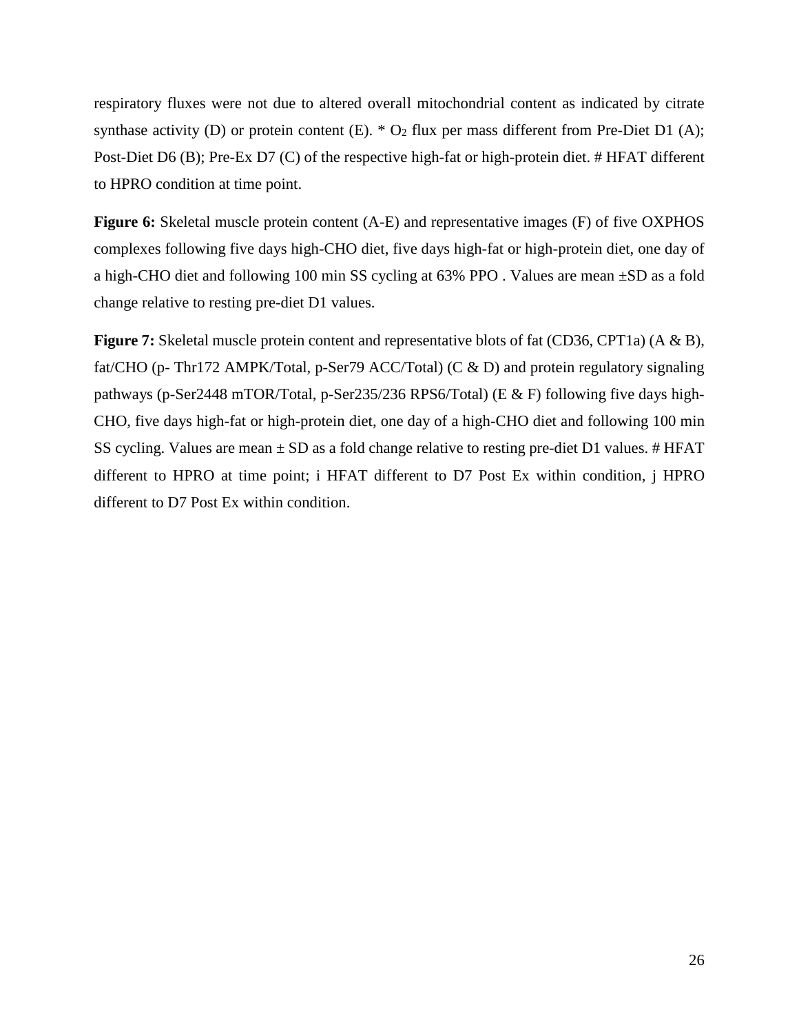respiratory fluxes were not due to altered overall mitochondrial content as indicated by citrate synthase activity (D) or protein content (E). * $O_2$ flux per mass different from Pre-Diet D1 (A); Post-Diet D6 (B); Pre-Ex D7 (C) of the respective high-fat or high-protein diet. # HFAT different to HPRO condition at time point.

**Figure 6:** Skeletal muscle protein content (A-E) and representative images (F) of five OXPHOS complexes following five days high-CHO diet, five days high-fat or high-protein diet, one day of a high-CHO diet and following 100 min SS cycling at 63% PPO . Values are mean ±SD as a fold change relative to resting pre-diet D1 values.

**Figure 7:** Skeletal muscle protein content and representative blots of fat (CD36, CPT1a) (A & B), fat/CHO (p- Thr172 AMPK/Total, p-Ser79 ACC/Total) (C & D) and protein regulatory signaling pathways (p-Ser2448 mTOR/Total, p-Ser235/236 RPS6/Total) (E & F) following five days high-CHO, five days high-fat or high-protein diet, one day of a high-CHO diet and following 100 min SS cycling. Values are mean ± SD as a fold change relative to resting pre-diet D1 values. # HFAT different to HPRO at time point; i HFAT different to D7 Post Ex within condition, j HPRO different to D7 Post Ex within condition.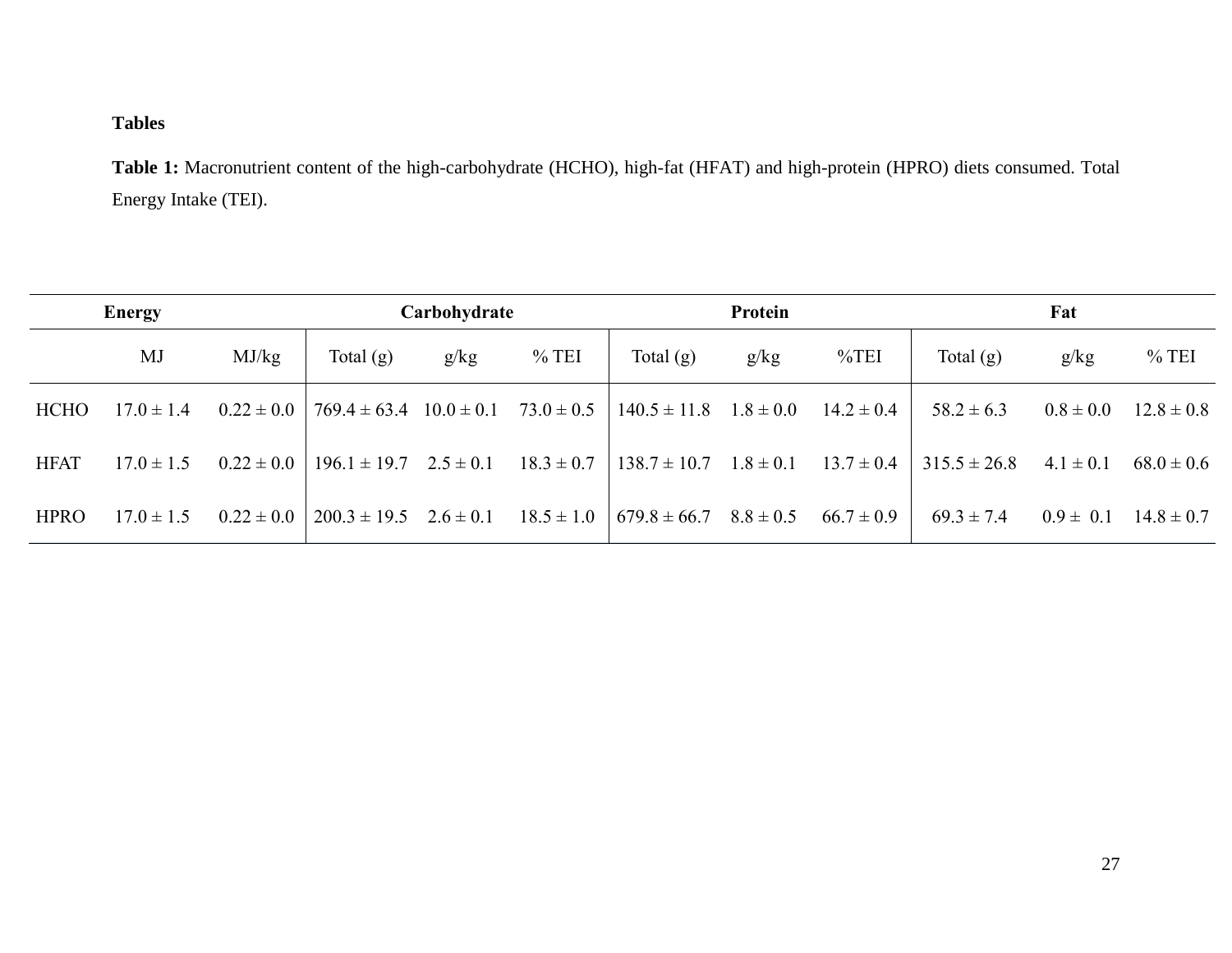**Tables**

**Table 1:** Macronutrient content of the high-carbohydrate (HCHO), high-fat (HFAT) and high-protein (HPRO) diets consumed. Total Energy Intake (TEI).

| | Energy | | Carbohydrate | | | Protein | | | Fat | | |
|---|---|---|---|---|---|---|---|---|---|---|---|
| | MJ | MJ/kg | Total (g) | g/kg | % TEI | Total (g) | g/kg | %TEI | Total (g) | g/kg | % TEI |
| HCHO | 17.0 ± 1.4 | 0.22 ± 0.0 | 769.4 ± 63.4 | 10.0 ± 0.1 | 73.0 ± 0.5 | 140.5 ± 11.8 | 1.8 ± 0.0 | 14.2 ± 0.4 | 58.2 ± 6.3 | 0.8 ± 0.0 | 12.8 ± 0.8 |
| HFAT | 17.0 ± 1.5 | 0.22 ± 0.0 | 196.1 ± 19.7 | 2.5 ± 0.1 | 18.3 ± 0.7 | 138.7 ± 10.7 | 1.8 ± 0.1 | 13.7 ± 0.4 | 315.5 ± 26.8 | 4.1 ± 0.1 | 68.0 ± 0.6 |
| HPRO | 17.0 ± 1.5 | 0.22 ± 0.0 | 200.3 ± 19.5 | 2.6 ± 0.1 | 18.5 ± 1.0 | 679.8 ± 66.7 | 8.8 ± 0.5 | 66.7 ± 0.9 | 69.3 ± 7.4 | 0.9 ± 0.1 | 14.8 ± 0.7 |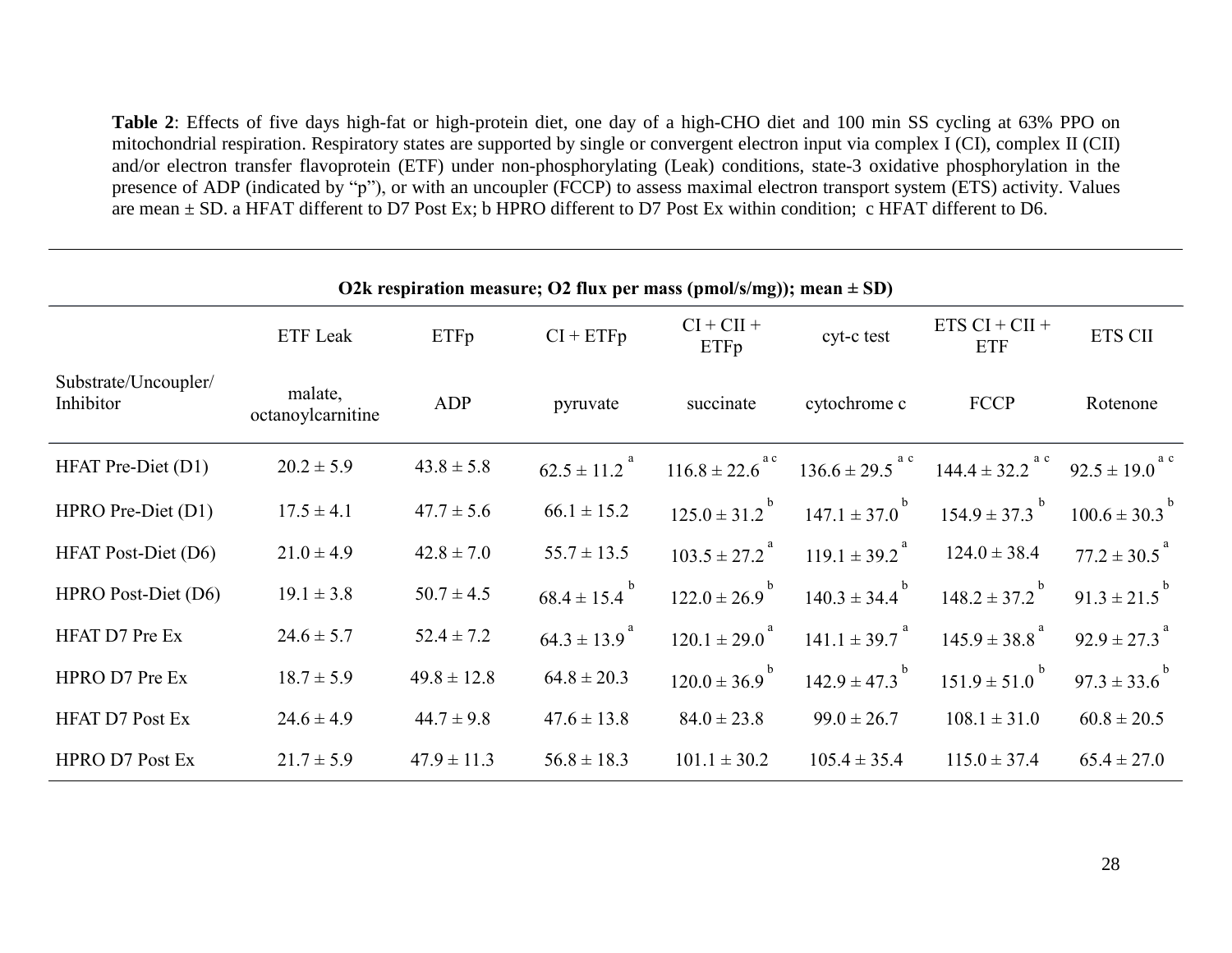**Table 2**: Effects of five days high-fat or high-protein diet, one day of a high-CHO diet and 100 min SS cycling at 63% PPO on mitochondrial respiration. Respiratory states are supported by single or convergent electron input via complex I (CI), complex II (CII) and/or electron transfer flavoprotein (ETF) under non-phosphorylating (Leak) conditions, state-3 oxidative phosphorylation in the presence of ADP (indicated by "p"), or with an uncoupler (FCCP) to assess maximal electron transport system (ETS) activity. Values are mean ± SD. a HFAT different to D7 Post Ex; b HPRO different to D7 Post Ex within condition; c HFAT different to D6.

| O2k respiration measure; O2 flux per mass (pmol/s/mg)); mean ± SD) | | | | | | | |
|---|---|---|---|---|---|---|---|
| | ETF Leak | ETFp | CI + ETFp | CI + CII + ETFp | cyt-c test | ETS CI + CII + ETF | ETS CII |
| Substrate/Uncoupler/ Inhibitor | malate, octanoylcarnitine | ADP | pyruvate | succinate | cytochrome c | FCCP | Rotenone |
| HFAT Pre-Diet (D1) | 20.2 ± 5.9 | 43.8 ± 5.8 | 62.5 ± 11.2 [a] | 116.8 ± 22.6 [a c] | 136.6 ± 29.5 [a c] | 144.4 ± 32.2 [a c] | 92.5 ± 19.0 [a c] |
| HPRO Pre-Diet (D1) | 17.5 ± 4.1 | 47.7 ± 5.6 | 66.1 ± 15.2 | 125.0 ± 31.2 [b] | 147.1 ± 37.0 [b] | 154.9 ± 37.3 [b] | 100.6 ± 30.3 [b] |
| HFAT Post-Diet (D6) | 21.0 ± 4.9 | 42.8 ± 7.0 | 55.7 ± 13.5 | 103.5 ± 27.2 [a] | 119.1 ± 39.2 [a] | 124.0 ± 38.4 | 77.2 ± 30.5 [a] |
| HPRO Post-Diet (D6) | 19.1 ± 3.8 | 50.7 ± 4.5 | 68.4 ± 15.4 [b] | 122.0 ± 26.9 [b] | 140.3 ± 34.4 [b] | 148.2 ± 37.2 [b] | 91.3 ± 21.5 [b] |
| HFAT D7 Pre Ex | 24.6 ± 5.7 | 52.4 ± 7.2 | 64.3 ± 13.9 [a] | 120.1 ± 29.0 [a] | 141.1 ± 39.7 [a] | 145.9 ± 38.8 [a] | 92.9 ± 27.3 [a] |
| HPRO D7 Pre Ex | 18.7 ± 5.9 | 49.8 ± 12.8 | 64.8 ± 20.3 | 120.0 ± 36.9 [b] | 142.9 ± 47.3 [b] | 151.9 ± 51.0 [b] | 97.3 ± 33.6 [b] |
| HFAT D7 Post Ex | 24.6 ± 4.9 | 44.7 ± 9.8 | 47.6 ± 13.8 | 84.0 ± 23.8 | 99.0 ± 26.7 | 108.1 ± 31.0 | 60.8 ± 20.5 |
| HPRO D7 Post Ex | 21.7 ± 5.9 | 47.9 ± 11.3 | 56.8 ± 18.3 | 101.1 ± 30.2 | 105.4 ± 35.4 | 115.0 ± 37.4 | 65.4 ± 27.0 |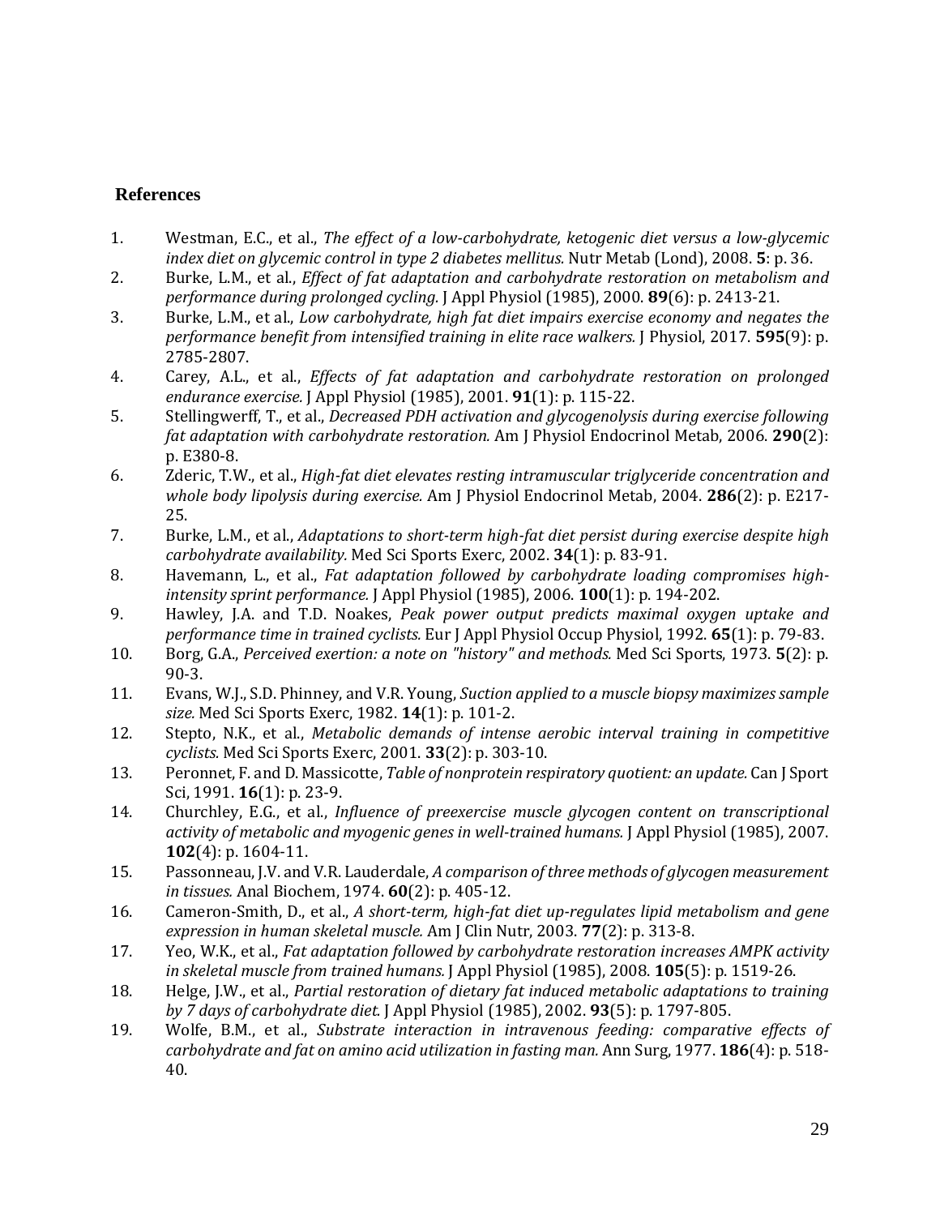## References

1. Westman, E.C., et al., *The effect of a low-carbohydrate, ketogenic diet versus a low-glycemic index diet on glycemic control in type 2 diabetes mellitus.* Nutr Metab (Lond), 2008. **5**: p. 36.
2. Burke, L.M., et al., *Effect of fat adaptation and carbohydrate restoration on metabolism and performance during prolonged cycling.* J Appl Physiol (1985), 2000. **89**(6): p. 2413-21.
3. Burke, L.M., et al., *Low carbohydrate, high fat diet impairs exercise economy and negates the performance benefit from intensified training in elite race walkers.* J Physiol, 2017. **595**(9): p. 2785-2807.
4. Carey, A.L., et al., *Effects of fat adaptation and carbohydrate restoration on prolonged endurance exercise.* J Appl Physiol (1985), 2001. **91**(1): p. 115-22.
5. Stellingwerff, T., et al., *Decreased PDH activation and glycogenolysis during exercise following fat adaptation with carbohydrate restoration.* Am J Physiol Endocrinol Metab, 2006. **290**(2): p. E380-8.
6. Zderic, T.W., et al., *High-fat diet elevates resting intramuscular triglyceride concentration and whole body lipolysis during exercise.* Am J Physiol Endocrinol Metab, 2004. **286**(2): p. E217-25.
7. Burke, L.M., et al., *Adaptations to short-term high-fat diet persist during exercise despite high carbohydrate availability.* Med Sci Sports Exerc, 2002. **34**(1): p. 83-91.
8. Havemann, L., et al., *Fat adaptation followed by carbohydrate loading compromises high-intensity sprint performance.* J Appl Physiol (1985), 2006. **100**(1): p. 194-202.
9. Hawley, J.A. and T.D. Noakes, *Peak power output predicts maximal oxygen uptake and performance time in trained cyclists.* Eur J Appl Physiol Occup Physiol, 1992. **65**(1): p. 79-83.
10. Borg, G.A., *Perceived exertion: a note on "history" and methods.* Med Sci Sports, 1973. **5**(2): p. 90-3.
11. Evans, W.J., S.D. Phinney, and V.R. Young, *Suction applied to a muscle biopsy maximizes sample size.* Med Sci Sports Exerc, 1982. **14**(1): p. 101-2.
12. Stepto, N.K., et al., *Metabolic demands of intense aerobic interval training in competitive cyclists.* Med Sci Sports Exerc, 2001. **33**(2): p. 303-10.
13. Peronnet, F. and D. Massicotte, *Table of nonprotein respiratory quotient: an update.* Can J Sport Sci, 1991. **16**(1): p. 23-9.
14. Churchley, E.G., et al., *Influence of preexercise muscle glycogen content on transcriptional activity of metabolic and myogenic genes in well-trained humans.* J Appl Physiol (1985), 2007. **102**(4): p. 1604-11.
15. Passonneau, J.V. and V.R. Lauderdale, *A comparison of three methods of glycogen measurement in tissues.* Anal Biochem, 1974. **60**(2): p. 405-12.
16. Cameron-Smith, D., et al., *A short-term, high-fat diet up-regulates lipid metabolism and gene expression in human skeletal muscle.* Am J Clin Nutr, 2003. **77**(2): p. 313-8.
17. Yeo, W.K., et al., *Fat adaptation followed by carbohydrate restoration increases AMPK activity in skeletal muscle from trained humans.* J Appl Physiol (1985), 2008. **105**(5): p. 1519-26.
18. Helge, J.W., et al., *Partial restoration of dietary fat induced metabolic adaptations to training by 7 days of carbohydrate diet.* J Appl Physiol (1985), 2002. **93**(5): p. 1797-805.
19. Wolfe, B.M., et al., *Substrate interaction in intravenous feeding: comparative effects of carbohydrate and fat on amino acid utilization in fasting man.* Ann Surg, 1977. **186**(4): p. 518-40.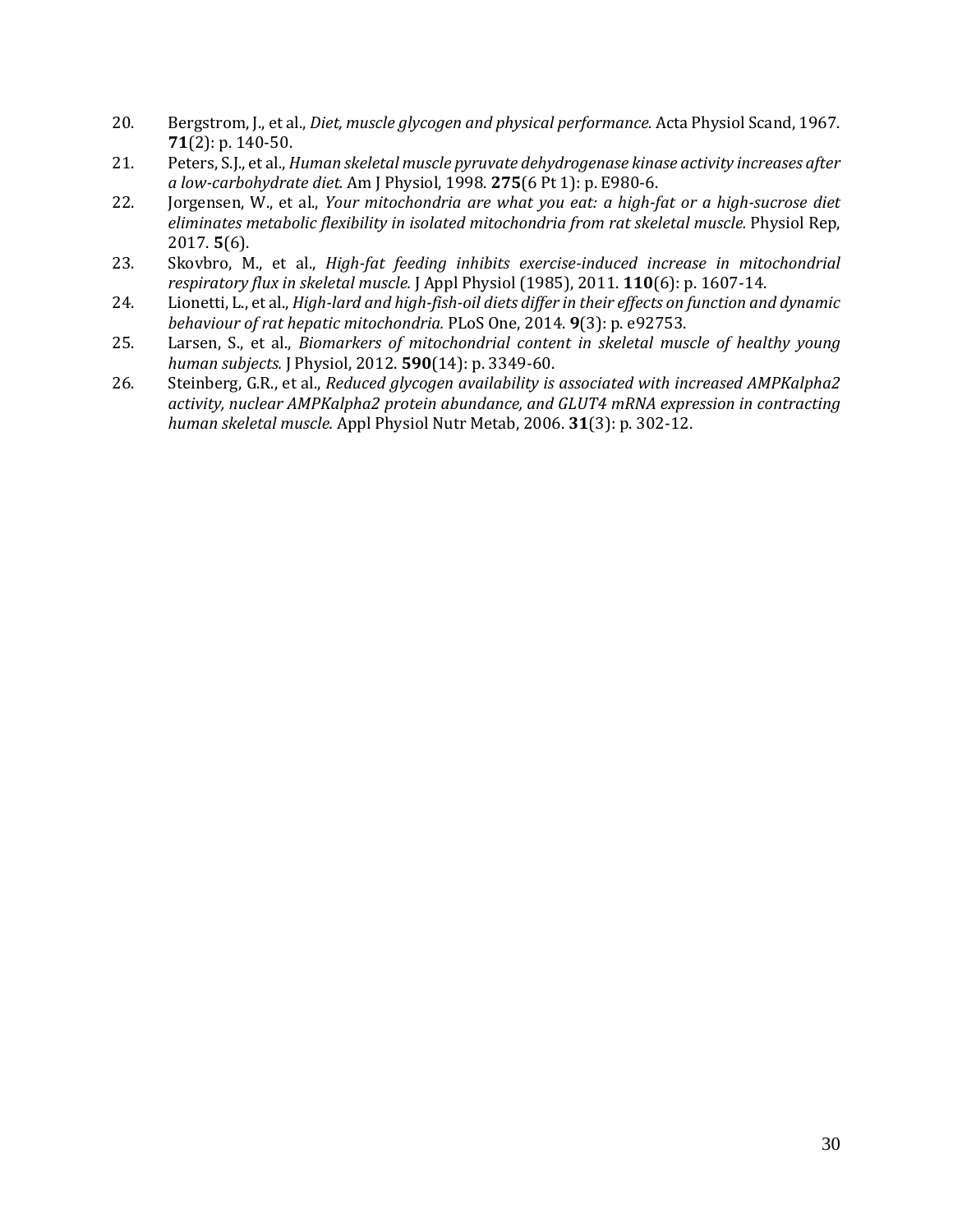20. Bergstrom, J., et al., *Diet, muscle glycogen and physical performance.* Acta Physiol Scand, 1967. **71**(2): p. 140-50.
21. Peters, S.J., et al., *Human skeletal muscle pyruvate dehydrogenase kinase activity increases after a low-carbohydrate diet.* Am J Physiol, 1998. **275**(6 Pt 1): p. E980-6.
22. Jorgensen, W., et al., *Your mitochondria are what you eat: a high-fat or a high-sucrose diet eliminates metabolic flexibility in isolated mitochondria from rat skeletal muscle.* Physiol Rep, 2017. **5**(6).
23. Skovbro, M., et al., *High-fat feeding inhibits exercise-induced increase in mitochondrial respiratory flux in skeletal muscle.* J Appl Physiol (1985), 2011. **110**(6): p. 1607-14.
24. Lionetti, L., et al., *High-lard and high-fish-oil diets differ in their effects on function and dynamic behaviour of rat hepatic mitochondria.* PLoS One, 2014. **9**(3): p. e92753.
25. Larsen, S., et al., *Biomarkers of mitochondrial content in skeletal muscle of healthy young human subjects.* J Physiol, 2012. **590**(14): p. 3349-60.
26. Steinberg, G.R., et al., *Reduced glycogen availability is associated with increased AMPKalpha2 activity, nuclear AMPKalpha2 protein abundance, and GLUT4 mRNA expression in contracting human skeletal muscle.* Appl Physiol Nutr Metab, 2006. **31**(3): p. 302-12.